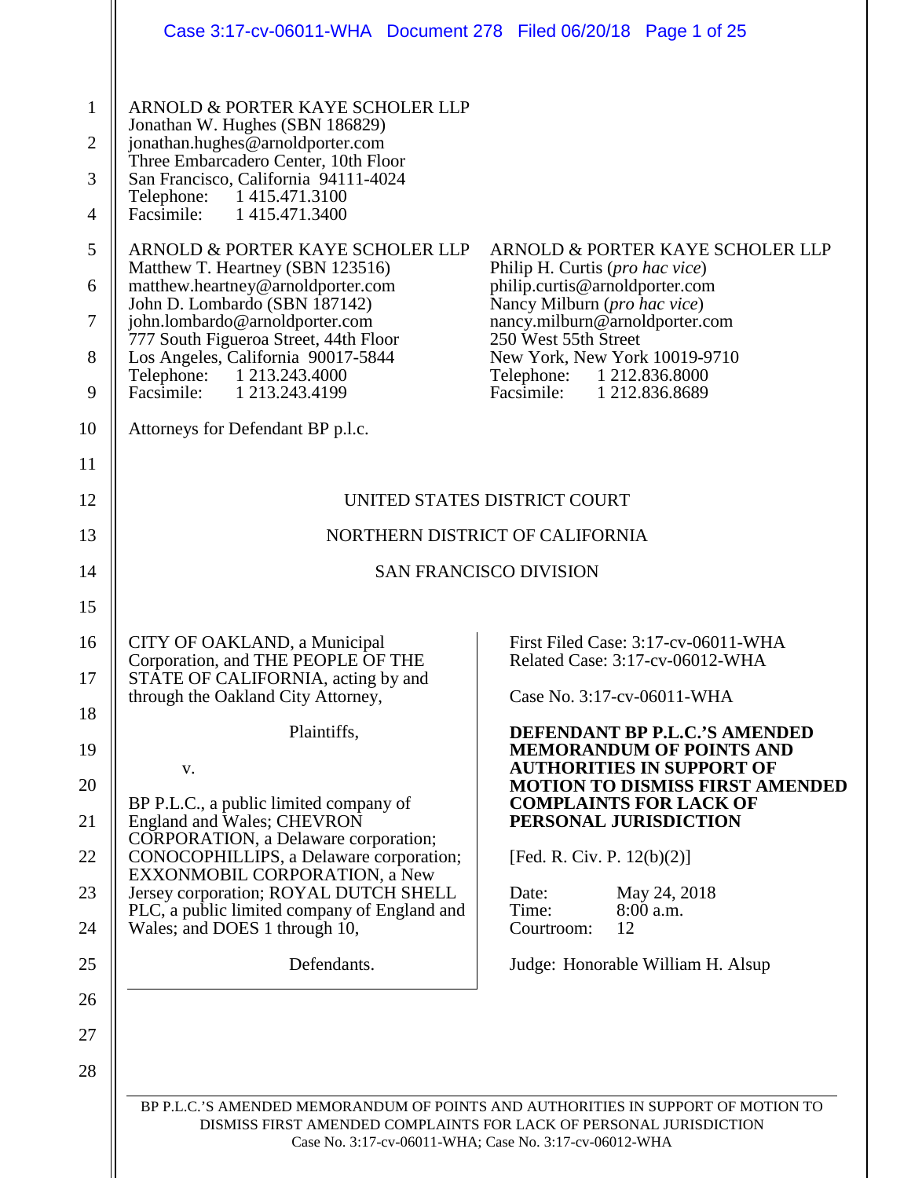ARNOLD & PORTER KAYE SCHOLER LLP
Jonathan W. Hughes (SBN 186829)
jonathan.hughes@arnoldporter.com
Three Embarcadero Center, 10th Floor
San Francisco, California 94111-4024
Telephone: 1 415.471.3100
Facsimile: 1 415.471.3400

ARNOLD & PORTER KAYE SCHOLER LLP
Matthew T. Heartney (SBN 123516)
matthew.heartney@arnoldporter.com
John D. Lombardo (SBN 187142)
john.lombardo@arnoldporter.com
777 South Figueroa Street, 44th Floor
Los Angeles, California 90017-5844
Telephone: 1 213.243.4000
Facsimile: 1 213.243.4199

ARNOLD & PORTER KAYE SCHOLER LLP
Philip H. Curtis (*pro hac vice*)
philip.curtis@arnoldporter.com
Nancy Milburn (*pro hac vice*)
nancy.milburn@arnoldporter.com
250 West 55th Street
New York, New York 10019-9710
Telephone: 1 212.836.8000
Facsimile: 1 212.836.8689

Attorneys for Defendant BP p.l.c.

UNITED STATES DISTRICT COURT

NORTHERN DISTRICT OF CALIFORNIA

SAN FRANCISCO DIVISION

CITY OF OAKLAND, a Municipal Corporation, and THE PEOPLE OF THE STATE OF CALIFORNIA, acting by and through the Oakland City Attorney,

Plaintiffs,

v.

BP P.L.C., a public limited company of England and Wales; CHEVRON CORPORATION, a Delaware corporation; CONOCOPHILLIPS, a Delaware corporation; EXXONMOBIL CORPORATION, a New Jersey corporation; ROYAL DUTCH SHELL PLC, a public limited company of England and Wales; and DOES 1 through 10,

Defendants.

First Filed Case: 3:17-cv-06011-WHA
Related Case: 3:17-cv-06012-WHA

Case No. 3:17-cv-06011-WHA

**DEFENDANT BP P.L.C.'S AMENDED MEMORANDUM OF POINTS AND AUTHORITIES IN SUPPORT OF MOTION TO DISMISS FIRST AMENDED COMPLAINTS FOR LACK OF PERSONAL JURISDICTION**

[Fed. R. Civ. P. 12(b)(2)]

Date: May 24, 2018
Time: 8:00 a.m.
Courtroom: 12

Judge: Honorable William H. Alsup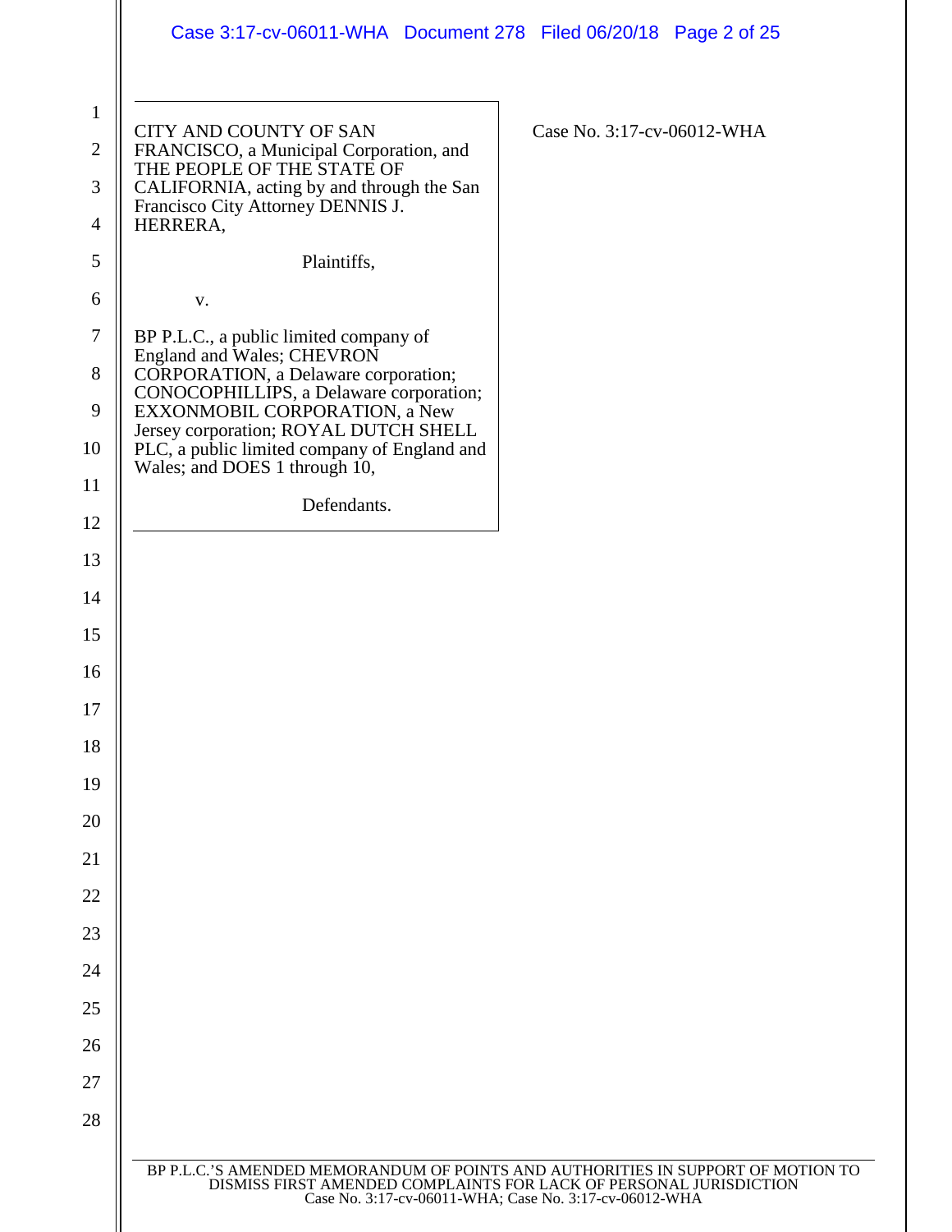CITY AND COUNTY OF SAN FRANCISCO, a Municipal Corporation, and THE PEOPLE OF THE STATE OF CALIFORNIA, acting by and through the San Francisco City Attorney DENNIS J. HERRERA,

Plaintiffs,

v.

BP P.L.C., a public limited company of England and Wales; CHEVRON CORPORATION, a Delaware corporation; CONOCOPHILLIPS, a Delaware corporation; EXXONMOBIL CORPORATION, a New Jersey corporation; ROYAL DUTCH SHELL PLC, a public limited company of England and Wales; and DOES 1 through 10,

Defendants.

Case No. 3:17-cv-06012-WHA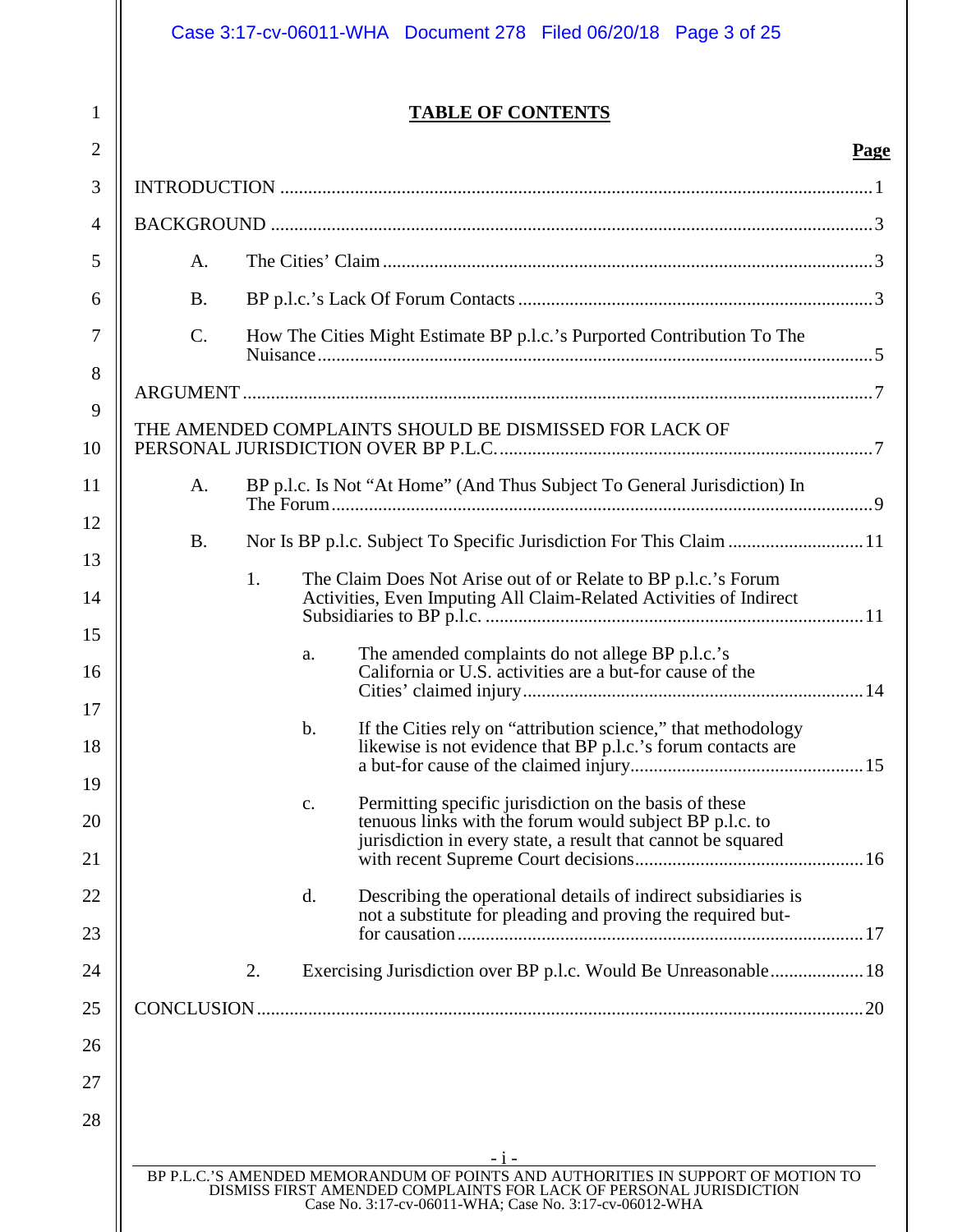# TABLE OF CONTENTS

| | Page |
|---|---|
| INTRODUCTION | 1 |
| BACKGROUND | 3 |
| A. The Cities' Claim | 3 |
| B. BP p.l.c.'s Lack Of Forum Contacts | 3 |
| C. How The Cities Might Estimate BP p.l.c.'s Purported Contribution To The Nuisance | 5 |
| ARGUMENT | 7 |
| THE AMENDED COMPLAINTS SHOULD BE DISMISSED FOR LACK OF PERSONAL JURISDICTION OVER BP P.L.C. | 7 |
| A. BP p.l.c. Is Not "At Home" (And Thus Subject To General Jurisdiction) In The Forum | 9 |
| B. Nor Is BP p.l.c. Subject To Specific Jurisdiction For This Claim | 11 |
| 1. The Claim Does Not Arise out of or Relate to BP p.l.c.'s Forum Activities, Even Imputing All Claim-Related Activities of Indirect Subsidiaries to BP p.l.c. | 11 |
| a. The amended complaints do not allege BP p.l.c.'s California or U.S. activities are a but-for cause of the Cities' claimed injury | 14 |
| b. If the Cities rely on "attribution science," that methodology likewise is not evidence that BP p.l.c.'s forum contacts are a but-for cause of the claimed injury | 15 |
| c. Permitting specific jurisdiction on the basis of these tenuous links with the forum would subject BP p.l.c. to jurisdiction in every state, a result that cannot be squared with recent Supreme Court decisions | 16 |
| d. Describing the operational details of indirect subsidiaries is not a substitute for pleading and proving the required but-for causation | 17 |
| 2. Exercising Jurisdiction over BP p.l.c. Would Be Unreasonable | 18 |
| CONCLUSION | 20 |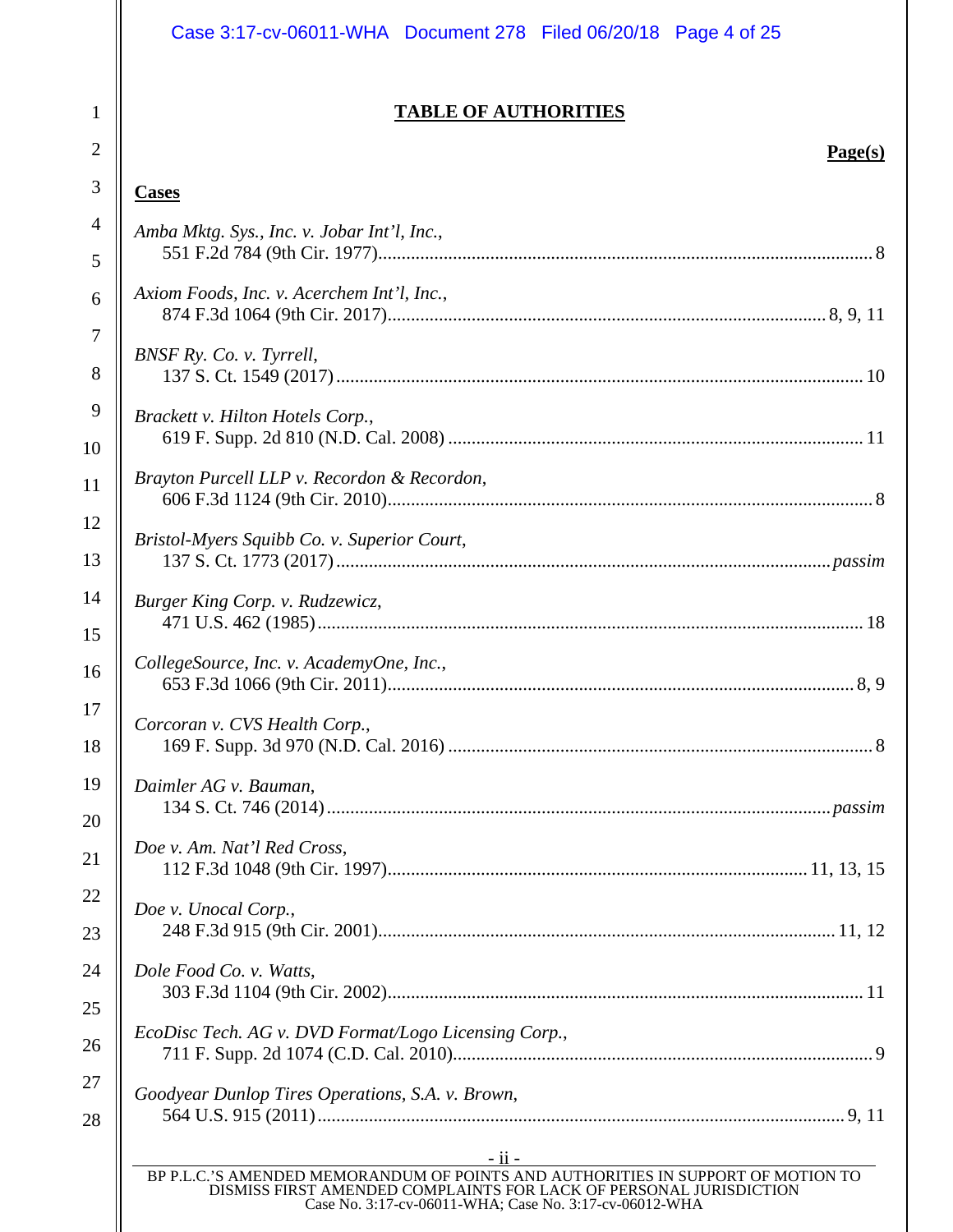## TABLE OF AUTHORITIES

**Page(s)**

**Cases**

*Amba Mktg. Sys., Inc. v. Jobar Int'l, Inc.*,
551 F.2d 784 (9th Cir. 1977) .......... 8

*Axiom Foods, Inc. v. Acerchem Int'l, Inc.*,
874 F.3d 1064 (9th Cir. 2017) .......... 8, 9, 11

*BNSF Ry. Co. v. Tyrrell*,
137 S. Ct. 1549 (2017) .......... 10

*Brackett v. Hilton Hotels Corp.*,
619 F. Supp. 2d 810 (N.D. Cal. 2008) .......... 11

*Brayton Purcell LLP v. Recordon & Recordon*,
606 F.3d 1124 (9th Cir. 2010) .......... 8

*Bristol-Myers Squibb Co. v. Superior Court*,
137 S. Ct. 1773 (2017) .......... *passim*

*Burger King Corp. v. Rudzewicz*,
471 U.S. 462 (1985) .......... 18

*CollegeSource, Inc. v. AcademyOne, Inc.*,
653 F.3d 1066 (9th Cir. 2011) .......... 8, 9

*Corcoran v. CVS Health Corp.*,
169 F. Supp. 3d 970 (N.D. Cal. 2016) .......... 8

*Daimler AG v. Bauman*,
134 S. Ct. 746 (2014) .......... *passim*

*Doe v. Am. Nat'l Red Cross*,
112 F.3d 1048 (9th Cir. 1997) .......... 11, 13, 15

*Doe v. Unocal Corp.*,
248 F.3d 915 (9th Cir. 2001) .......... 11, 12

*Dole Food Co. v. Watts*,
303 F.3d 1104 (9th Cir. 2002) .......... 11

*EcoDisc Tech. AG v. DVD Format/Logo Licensing Corp.*,
711 F. Supp. 2d 1074 (C.D. Cal. 2010) .......... 9

*Goodyear Dunlop Tires Operations, S.A. v. Brown*,
564 U.S. 915 (2011) .......... 9, 11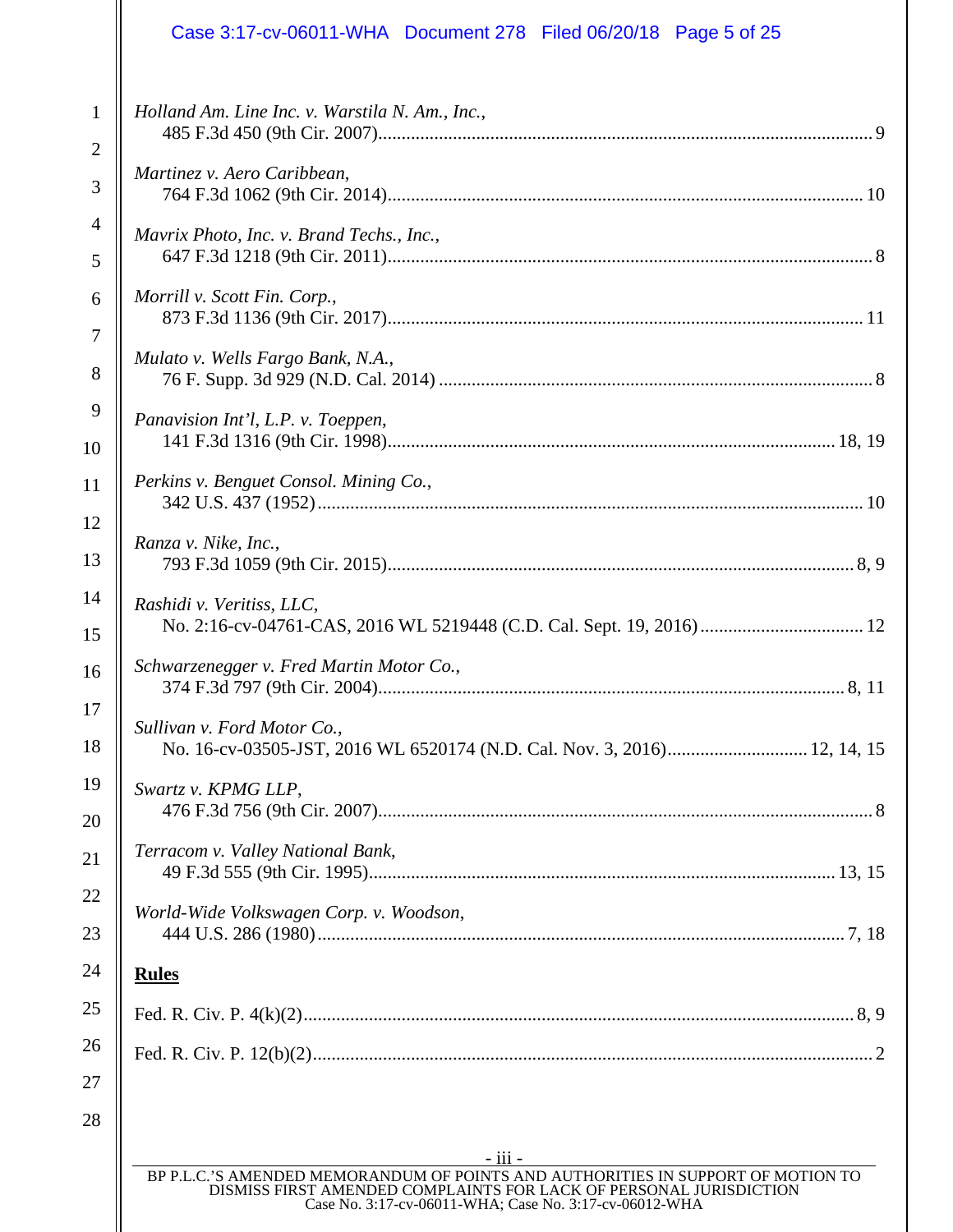*Holland Am. Line Inc. v. Warstila N. Am., Inc.*,
485 F.3d 450 (9th Cir. 2007)....................................................................................................9

*Martinez v. Aero Caribbean*,
764 F.3d 1062 (9th Cir. 2014)................................................................................................10

*Mavrix Photo, Inc. v. Brand Techs., Inc.*,
647 F.3d 1218 (9th Cir. 2011)..................................................................................................8

*Morrill v. Scott Fin. Corp.*,
873 F.3d 1136 (9th Cir. 2017)................................................................................................11

*Mulato v. Wells Fargo Bank, N.A.*,
76 F. Supp. 3d 929 (N.D. Cal. 2014) .......................................................................................8

*Panavision Int'l, L.P. v. Toeppen*,
141 F.3d 1316 (9th Cir. 1998)..........................................................................................18, 19

*Perkins v. Benguet Consol. Mining Co.*,
342 U.S. 437 (1952)...............................................................................................................10

*Ranza v. Nike, Inc.*,
793 F.3d 1059 (9th Cir. 2015)..............................................................................................8, 9

*Rashidi v. Veritiss, LLC*,
No. 2:16-cv-04761-CAS, 2016 WL 5219448 (C.D. Cal. Sept. 19, 2016)..................................12

*Schwarzenegger v. Fred Martin Motor Co.*,
374 F.3d 797 (9th Cir. 2004)..............................................................................................8, 11

*Sullivan v. Ford Motor Co.*,
No. 16-cv-03505-JST, 2016 WL 6520174 (N.D. Cal. Nov. 3, 2016).............................12, 14, 15

*Swartz v. KPMG LLP*,
476 F.3d 756 (9th Cir. 2007)....................................................................................................8

*Terracom v. Valley National Bank*,
49 F.3d 555 (9th Cir. 1995)..............................................................................................13, 15

*World-Wide Volkswagen Corp. v. Woodson*,
444 U.S. 286 (1980)...........................................................................................................7, 18

**Rules**

Fed. R. Civ. P. 4(k)(2)...........................................................................................................8, 9

Fed. R. Civ. P. 12(b)(2)..............................................................................................................2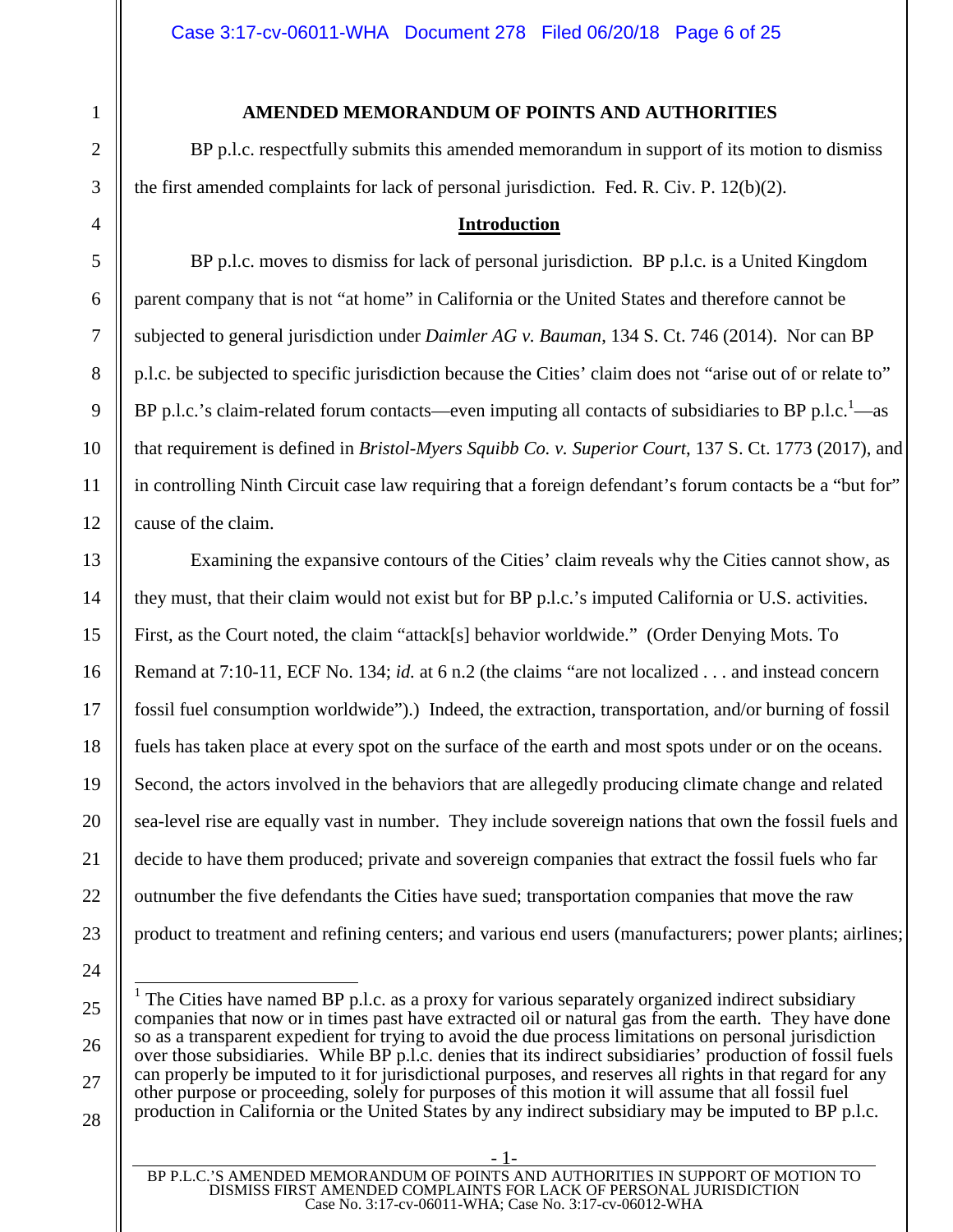## AMENDED MEMORANDUM OF POINTS AND AUTHORITIES

BP p.l.c. respectfully submits this amended memorandum in support of its motion to dismiss the first amended complaints for lack of personal jurisdiction. Fed. R. Civ. P. 12(b)(2).

### Introduction

BP p.l.c. moves to dismiss for lack of personal jurisdiction. BP p.l.c. is a United Kingdom parent company that is not "at home" in California or the United States and therefore cannot be subjected to general jurisdiction under *Daimler AG v. Bauman*, 134 S. Ct. 746 (2014). Nor can BP p.l.c. be subjected to specific jurisdiction because the Cities' claim does not "arise out of or relate to" BP p.l.c.'s claim-related forum contacts—even imputing all contacts of subsidiaries to BP p.l.c.[1]—as that requirement is defined in *Bristol-Myers Squibb Co. v. Superior Court*, 137 S. Ct. 1773 (2017), and in controlling Ninth Circuit case law requiring that a foreign defendant's forum contacts be a "but for" cause of the claim.

Examining the expansive contours of the Cities' claim reveals why the Cities cannot show, as they must, that their claim would not exist but for BP p.l.c.'s imputed California or U.S. activities. First, as the Court noted, the claim "attack[s] behavior worldwide." (Order Denying Mots. To Remand at 7:10-11, ECF No. 134; *id.* at 6 n.2 (the claims "are not localized . . . and instead concern fossil fuel consumption worldwide").) Indeed, the extraction, transportation, and/or burning of fossil fuels has taken place at every spot on the surface of the earth and most spots under or on the oceans. Second, the actors involved in the behaviors that are allegedly producing climate change and related sea-level rise are equally vast in number. They include sovereign nations that own the fossil fuels and decide to have them produced; private and sovereign companies that extract the fossil fuels who far outnumber the five defendants the Cities have sued; transportation companies that move the raw product to treatment and refining centers; and various end users (manufacturers; power plants; airlines;

---

[1] The Cities have named BP p.l.c. as a proxy for various separately organized indirect subsidiary companies that now or in times past have extracted oil or natural gas from the earth. They have done so as a transparent expedient for trying to avoid the due process limitations on personal jurisdiction over those subsidiaries. While BP p.l.c. denies that its indirect subsidiaries' production of fossil fuels can properly be imputed to it for jurisdictional purposes, and reserves all rights in that regard for any other purpose or proceeding, solely for purposes of this motion it will assume that all fossil fuel production in California or the United States by any indirect subsidiary may be imputed to BP p.l.c.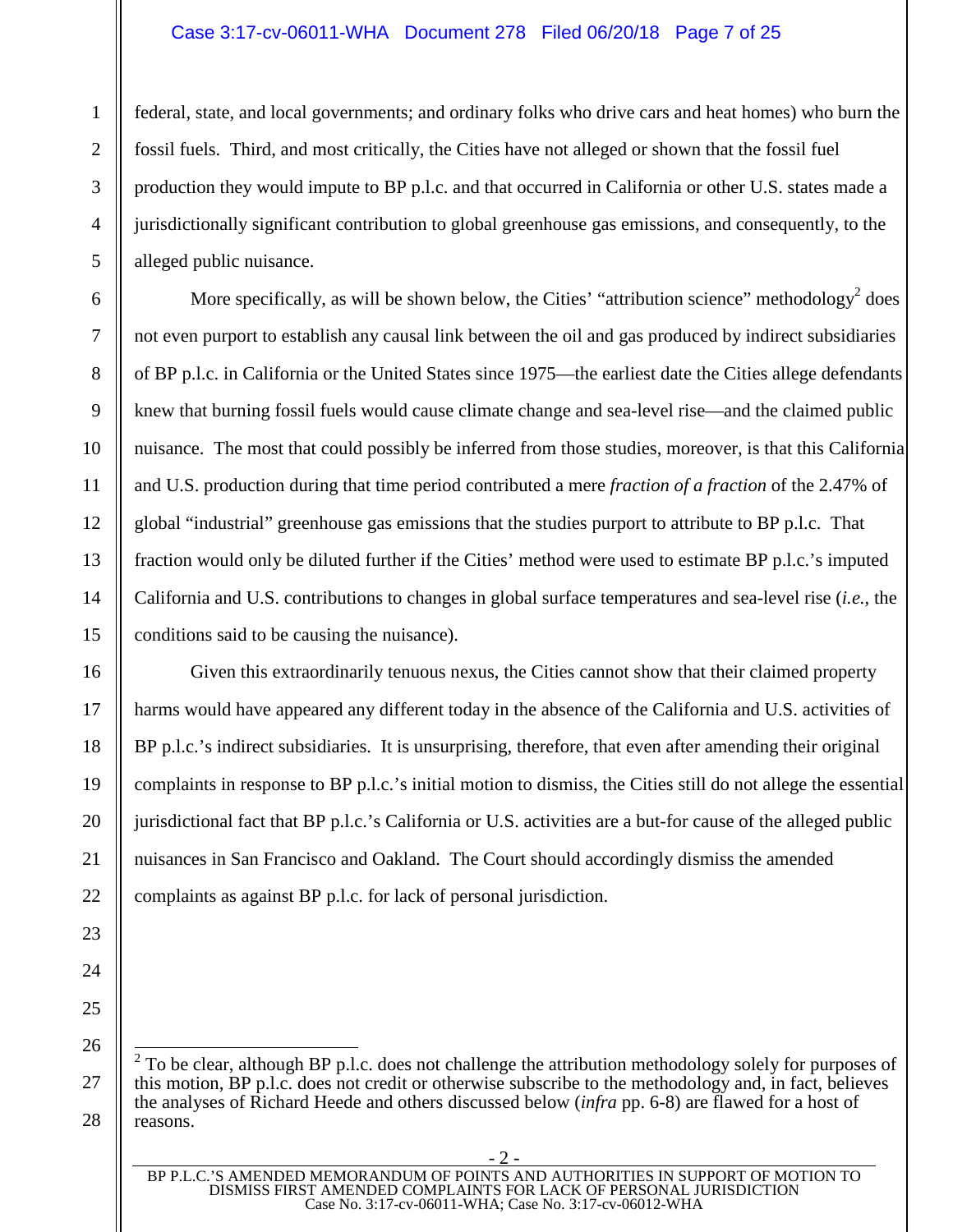federal, state, and local governments; and ordinary folks who drive cars and heat homes) who burn the fossil fuels. Third, and most critically, the Cities have not alleged or shown that the fossil fuel production they would impute to BP p.l.c. and that occurred in California or other U.S. states made a jurisdictionally significant contribution to global greenhouse gas emissions, and consequently, to the alleged public nuisance.

More specifically, as will be shown below, the Cities' "attribution science" methodology[2] does not even purport to establish any causal link between the oil and gas produced by indirect subsidiaries of BP p.l.c. in California or the United States since 1975—the earliest date the Cities allege defendants knew that burning fossil fuels would cause climate change and sea-level rise—and the claimed public nuisance. The most that could possibly be inferred from those studies, moreover, is that this California and U.S. production during that time period contributed a mere *fraction of a fraction* of the 2.47% of global "industrial" greenhouse gas emissions that the studies purport to attribute to BP p.l.c. That fraction would only be diluted further if the Cities' method were used to estimate BP p.l.c.'s imputed California and U.S. contributions to changes in global surface temperatures and sea-level rise (*i.e.*, the conditions said to be causing the nuisance).

Given this extraordinarily tenuous nexus, the Cities cannot show that their claimed property harms would have appeared any different today in the absence of the California and U.S. activities of BP p.l.c.'s indirect subsidiaries. It is unsurprising, therefore, that even after amending their original complaints in response to BP p.l.c.'s initial motion to dismiss, the Cities still do not allege the essential jurisdictional fact that BP p.l.c.'s California or U.S. activities are a but-for cause of the alleged public nuisances in San Francisco and Oakland. The Court should accordingly dismiss the amended complaints as against BP p.l.c. for lack of personal jurisdiction.

---

[2] To be clear, although BP p.l.c. does not challenge the attribution methodology solely for purposes of this motion, BP p.l.c. does not credit or otherwise subscribe to the methodology and, in fact, believes the analyses of Richard Heede and others discussed below (*infra* pp. 6-8) are flawed for a host of reasons.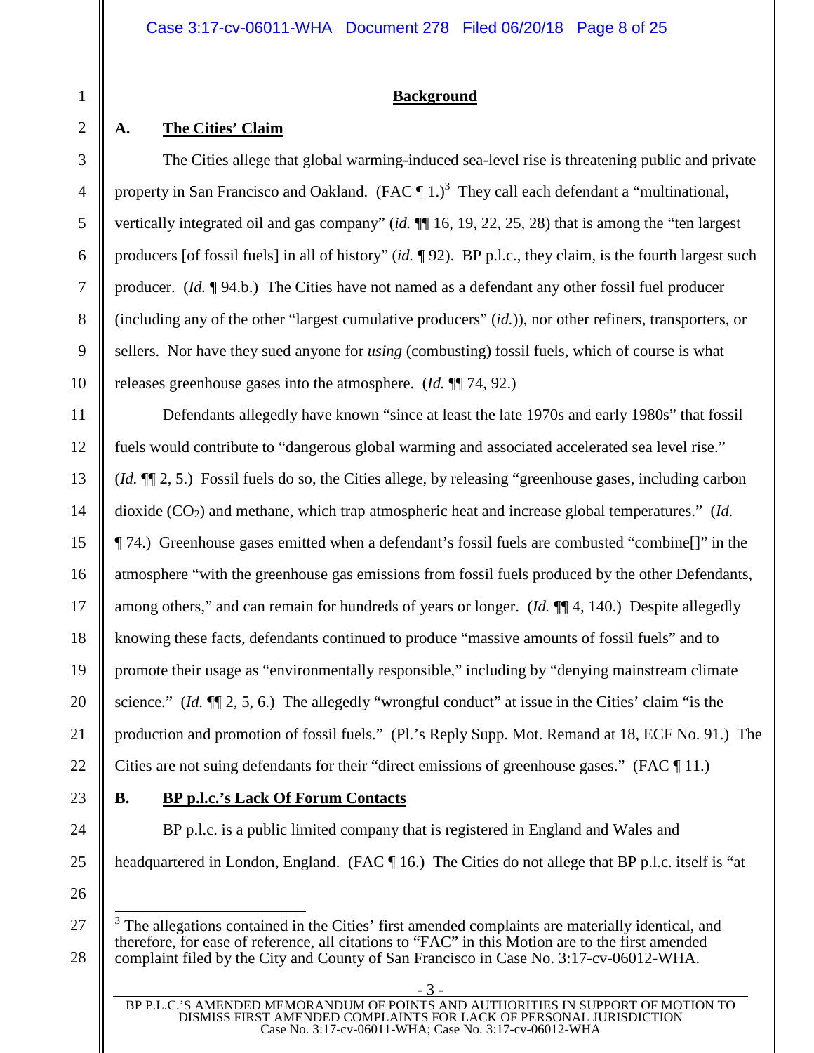## Background

### A. The Cities' Claim

The Cities allege that global warming-induced sea-level rise is threatening public and private property in San Francisco and Oakland. (FAC ¶ 1.)[3] They call each defendant a "multinational, vertically integrated oil and gas company" (*id.* ¶¶ 16, 19, 22, 25, 28) that is among the "ten largest producers [of fossil fuels] in all of history" (*id.* ¶ 92). BP p.l.c., they claim, is the fourth largest such producer. (*Id.* ¶ 94.b.) The Cities have not named as a defendant any other fossil fuel producer (including any of the other "largest cumulative producers" (*id.*)), nor other refiners, transporters, or sellers. Nor have they sued anyone for *using* (combusting) fossil fuels, which of course is what releases greenhouse gases into the atmosphere. (*Id.* ¶¶ 74, 92.)

Defendants allegedly have known "since at least the late 1970s and early 1980s" that fossil fuels would contribute to "dangerous global warming and associated accelerated sea level rise." (*Id.* ¶¶ 2, 5.) Fossil fuels do so, the Cities allege, by releasing "greenhouse gases, including carbon dioxide ($CO_2$) and methane, which trap atmospheric heat and increase global temperatures." (*Id.* ¶ 74.) Greenhouse gases emitted when a defendant's fossil fuels are combusted "combine[]" in the atmosphere "with the greenhouse gas emissions from fossil fuels produced by the other Defendants, among others," and can remain for hundreds of years or longer. (*Id.* ¶¶ 4, 140.) Despite allegedly knowing these facts, defendants continued to produce "massive amounts of fossil fuels" and to promote their usage as "environmentally responsible," including by "denying mainstream climate science." (*Id.* ¶¶ 2, 5, 6.) The allegedly "wrongful conduct" at issue in the Cities' claim "is the production and promotion of fossil fuels." (Pl.'s Reply Supp. Mot. Remand at 18, ECF No. 91.) The Cities are not suing defendants for their "direct emissions of greenhouse gases." (FAC ¶ 11.)

### B. BP p.l.c.'s Lack Of Forum Contacts

BP p.l.c. is a public limited company that is registered in England and Wales and headquartered in London, England. (FAC ¶ 16.) The Cities do not allege that BP p.l.c. itself is "at

---

[3] The allegations contained in the Cities' first amended complaints are materially identical, and therefore, for ease of reference, all citations to "FAC" in this Motion are to the first amended complaint filed by the City and County of San Francisco in Case No. 3:17-cv-06012-WHA.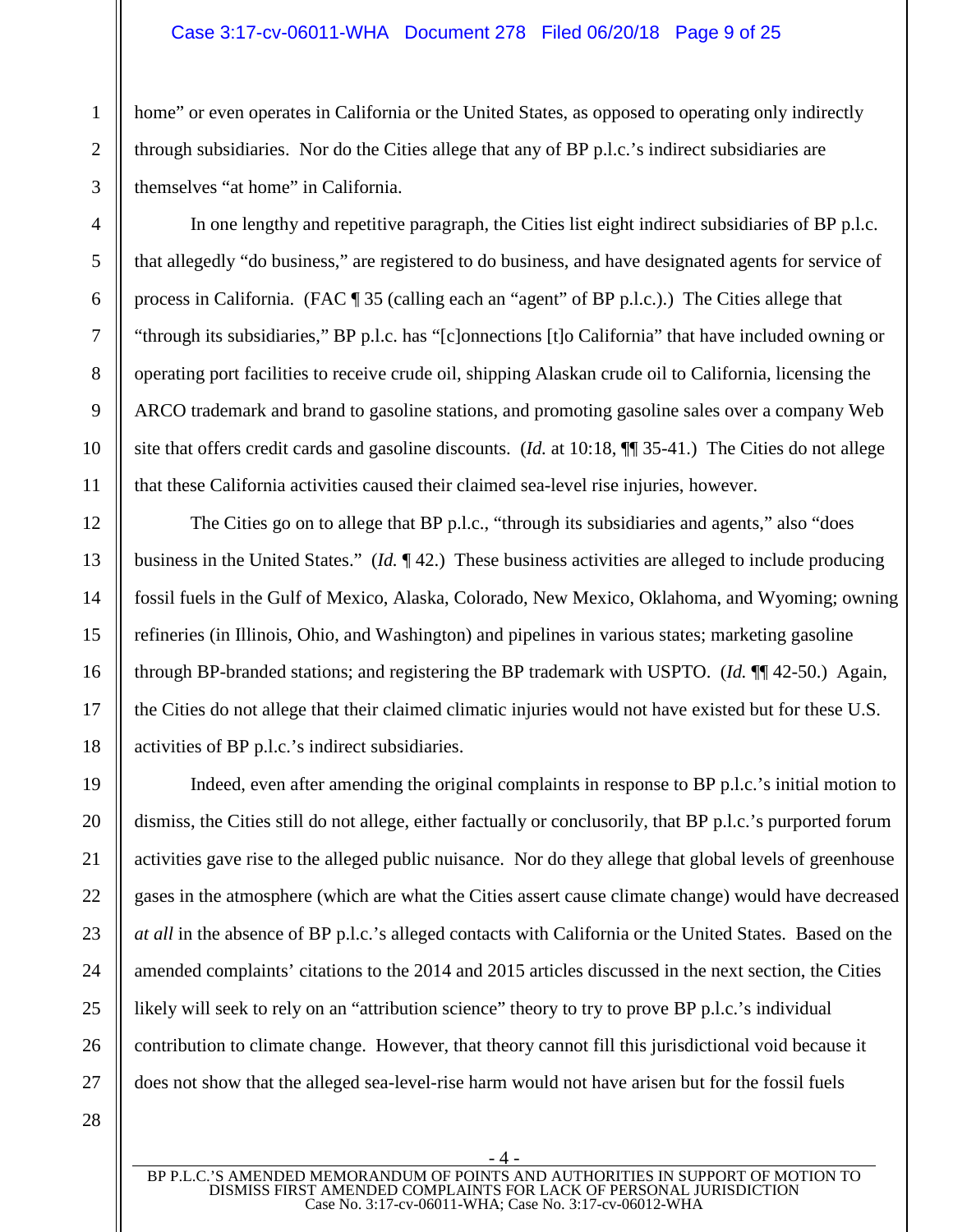home" or even operates in California or the United States, as opposed to operating only indirectly through subsidiaries. Nor do the Cities allege that any of BP p.l.c.'s indirect subsidiaries are themselves "at home" in California.

In one lengthy and repetitive paragraph, the Cities list eight indirect subsidiaries of BP p.l.c. that allegedly "do business," are registered to do business, and have designated agents for service of process in California. (FAC ¶ 35 (calling each an "agent" of BP p.l.c.).) The Cities allege that "through its subsidiaries," BP p.l.c. has "[c]onnections [t]o California" that have included owning or operating port facilities to receive crude oil, shipping Alaskan crude oil to California, licensing the ARCO trademark and brand to gasoline stations, and promoting gasoline sales over a company Web site that offers credit cards and gasoline discounts. (*Id.* at 10:18, ¶¶ 35-41.) The Cities do not allege that these California activities caused their claimed sea-level rise injuries, however.

The Cities go on to allege that BP p.l.c., "through its subsidiaries and agents," also "does business in the United States." (*Id.* ¶ 42.) These business activities are alleged to include producing fossil fuels in the Gulf of Mexico, Alaska, Colorado, New Mexico, Oklahoma, and Wyoming; owning refineries (in Illinois, Ohio, and Washington) and pipelines in various states; marketing gasoline through BP-branded stations; and registering the BP trademark with USPTO. (*Id.* ¶¶ 42-50.) Again, the Cities do not allege that their claimed climatic injuries would not have existed but for these U.S. activities of BP p.l.c.'s indirect subsidiaries.

Indeed, even after amending the original complaints in response to BP p.l.c.'s initial motion to dismiss, the Cities still do not allege, either factually or conclusorily, that BP p.l.c.'s purported forum activities gave rise to the alleged public nuisance. Nor do they allege that global levels of greenhouse gases in the atmosphere (which are what the Cities assert cause climate change) would have decreased *at all* in the absence of BP p.l.c.'s alleged contacts with California or the United States. Based on the amended complaints' citations to the 2014 and 2015 articles discussed in the next section, the Cities likely will seek to rely on an "attribution science" theory to try to prove BP p.l.c.'s individual contribution to climate change. However, that theory cannot fill this jurisdictional void because it does not show that the alleged sea-level-rise harm would not have arisen but for the fossil fuels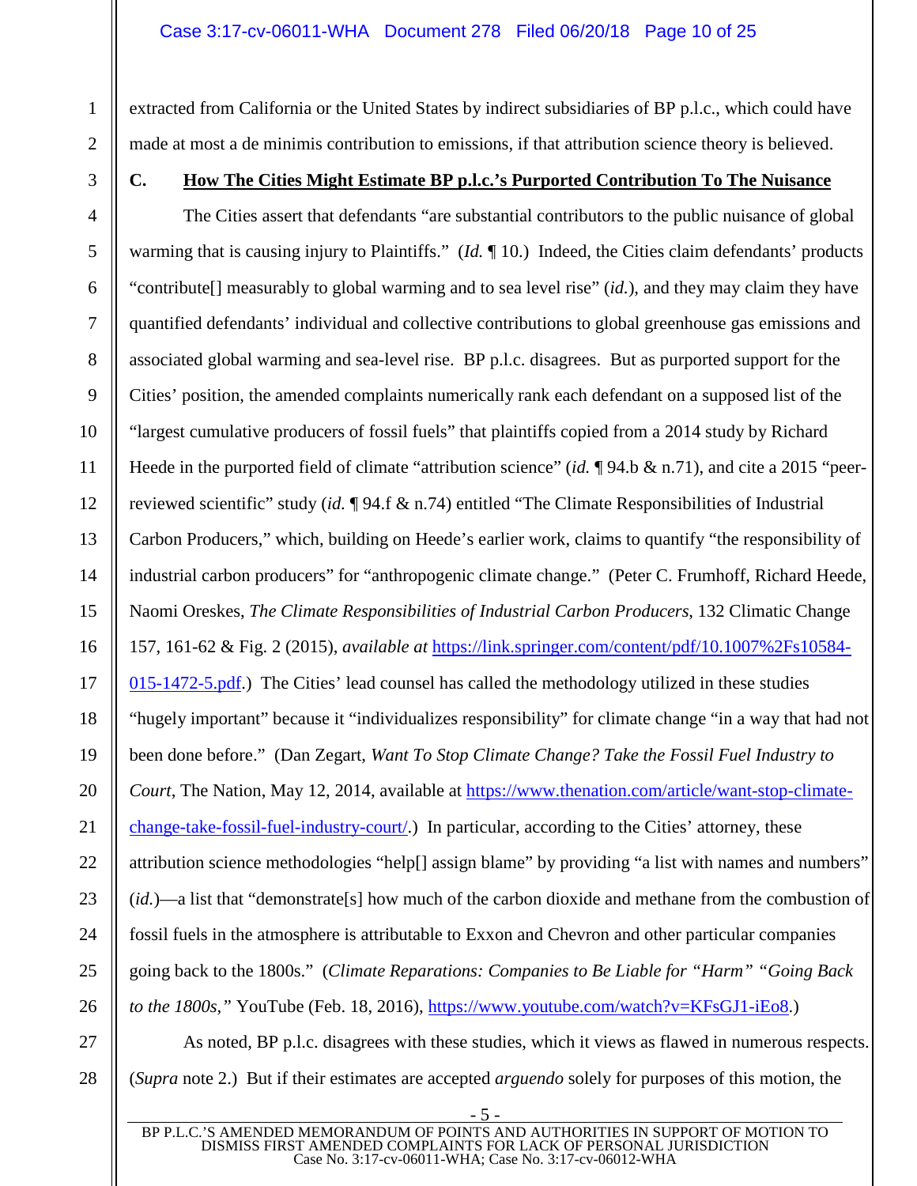extracted from California or the United States by indirect subsidiaries of BP p.l.c., which could have made at most a de minimis contribution to emissions, if that attribution science theory is believed.

### C. How The Cities Might Estimate BP p.l.c.'s Purported Contribution To The Nuisance

The Cities assert that defendants "are substantial contributors to the public nuisance of global warming that is causing injury to Plaintiffs." (*Id.* ¶ 10.) Indeed, the Cities claim defendants' products "contribute[] measurably to global warming and to sea level rise" (*id.*), and they may claim they have quantified defendants' individual and collective contributions to global greenhouse gas emissions and associated global warming and sea-level rise. BP p.l.c. disagrees. But as purported support for the Cities' position, the amended complaints numerically rank each defendant on a supposed list of the "largest cumulative producers of fossil fuels" that plaintiffs copied from a 2014 study by Richard Heede in the purported field of climate "attribution science" (*id.* ¶ 94.b & n.71), and cite a 2015 "peer-reviewed scientific" study (*id.* ¶ 94.f & n.74) entitled "The Climate Responsibilities of Industrial Carbon Producers," which, building on Heede's earlier work, claims to quantify "the responsibility of industrial carbon producers" for "anthropogenic climate change." (Peter C. Frumhoff, Richard Heede, Naomi Oreskes, *The Climate Responsibilities of Industrial Carbon Producers*, 132 Climatic Change 157, 161-62 & Fig. 2 (2015), *available at* https://link.springer.com/content/pdf/10.1007%2Fs10584-015-1472-5.pdf.) The Cities' lead counsel has called the methodology utilized in these studies "hugely important" because it "individualizes responsibility" for climate change "in a way that had not been done before." (Dan Zegart, *Want To Stop Climate Change? Take the Fossil Fuel Industry to Court*, The Nation, May 12, 2014, available at https://www.thenation.com/article/want-stop-climate-change-take-fossil-fuel-industry-court/.) In particular, according to the Cities' attorney, these attribution science methodologies "help[] assign blame" by providing "a list with names and numbers" (*id.*)—a list that "demonstrate[s] how much of the carbon dioxide and methane from the combustion of fossil fuels in the atmosphere is attributable to Exxon and Chevron and other particular companies going back to the 1800s." (*Climate Reparations: Companies to Be Liable for "Harm" "Going Back to the 1800s,"* YouTube (Feb. 18, 2016), https://www.youtube.com/watch?v=KFsGJ1-iEo8.)

As noted, BP p.l.c. disagrees with these studies, which it views as flawed in numerous respects. (*Supra* note 2.) But if their estimates are accepted *arguendo* solely for purposes of this motion, the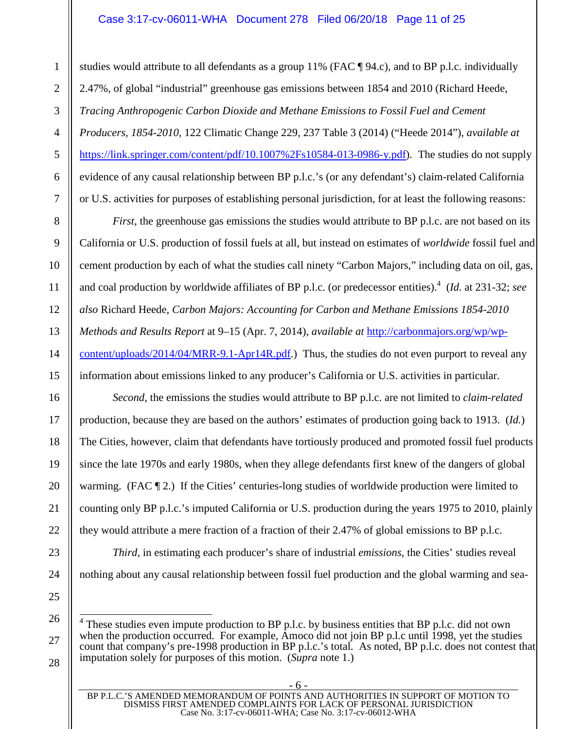studies would attribute to all defendants as a group 11% (FAC ¶ 94.c), and to BP p.l.c. individually 2.47%, of global "industrial" greenhouse gas emissions between 1854 and 2010 (Richard Heede, *Tracing Anthropogenic Carbon Dioxide and Methane Emissions to Fossil Fuel and Cement Producers, 1854-2010*, 122 Climatic Change 229, 237 Table 3 (2014) ("Heede 2014"), *available at* https://link.springer.com/content/pdf/10.1007%2Fs10584-013-0986-y.pdf). The studies do not supply evidence of any causal relationship between BP p.l.c.'s (or any defendant's) claim-related California or U.S. activities for purposes of establishing personal jurisdiction, for at least the following reasons:

*First*, the greenhouse gas emissions the studies would attribute to BP p.l.c. are not based on its California or U.S. production of fossil fuels at all, but instead on estimates of *worldwide* fossil fuel and cement production by each of what the studies call ninety "Carbon Majors," including data on oil, gas, and coal production by worldwide affiliates of BP p.l.c. (or predecessor entities).[4] (*Id.* at 231-32; *see also* Richard Heede, *Carbon Majors: Accounting for Carbon and Methane Emissions 1854-2010 Methods and Results Report* at 9–15 (Apr. 7, 2014), *available at* http://carbonmajors.org/wp/wp-content/uploads/2014/04/MRR-9.1-Apr14R.pdf.) Thus, the studies do not even purport to reveal any information about emissions linked to any producer's California or U.S. activities in particular.

*Second*, the emissions the studies would attribute to BP p.l.c. are not limited to *claim-related* production, because they are based on the authors' estimates of production going back to 1913. (*Id.*) The Cities, however, claim that defendants have tortiously produced and promoted fossil fuel products since the late 1970s and early 1980s, when they allege defendants first knew of the dangers of global warming. (FAC ¶ 2.) If the Cities' centuries-long studies of worldwide production were limited to counting only BP p.l.c.'s imputed California or U.S. production during the years 1975 to 2010, plainly they would attribute a mere fraction of a fraction of their 2.47% of global emissions to BP p.l.c.

*Third*, in estimating each producer's share of industrial *emissions*, the Cities' studies reveal nothing about any causal relationship between fossil fuel production and the global warming and sea-

---

[4] These studies even impute production to BP p.l.c. by business entities that BP p.l.c. did not own when the production occurred. For example, Amoco did not join BP p.l.c until 1998, yet the studies count that company's pre-1998 production in BP p.l.c.'s total. As noted, BP p.l.c. does not contest that imputation solely for purposes of this motion. (*Supra* note 1.)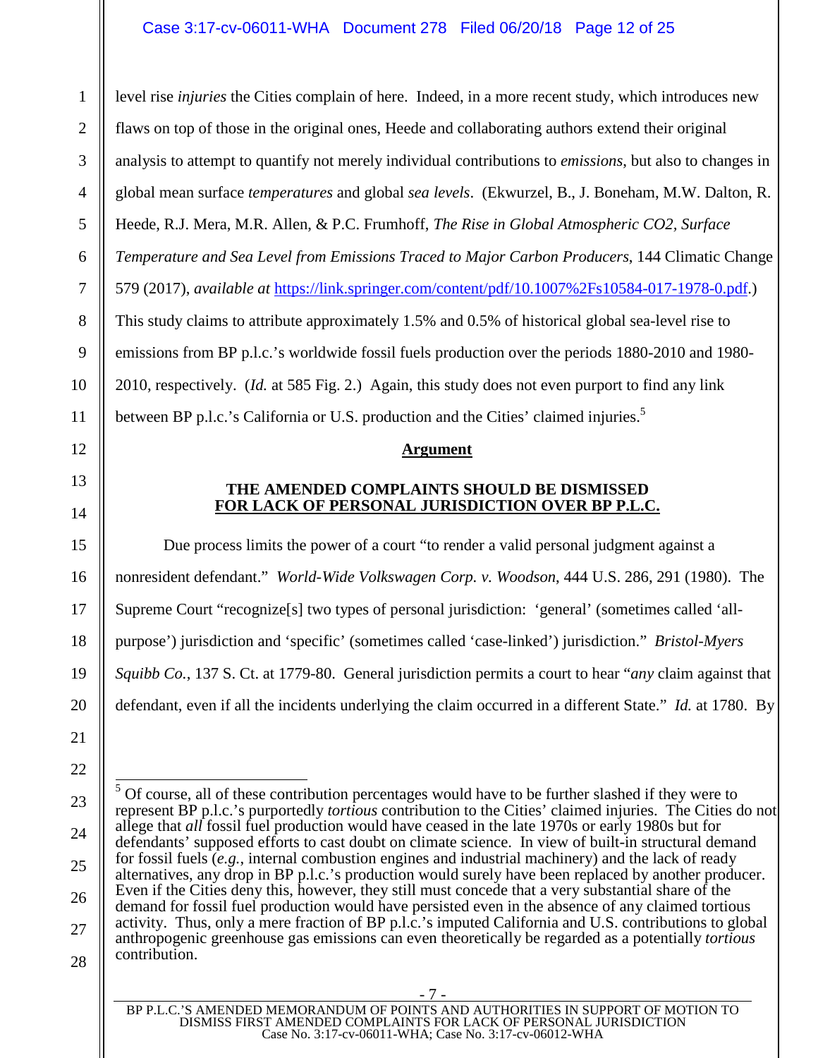level rise *injuries* the Cities complain of here. Indeed, in a more recent study, which introduces new flaws on top of those in the original ones, Heede and collaborating authors extend their original analysis to attempt to quantify not merely individual contributions to *emissions*, but also to changes in global mean surface *temperatures* and global *sea levels*. (Ekwurzel, B., J. Boneham, M.W. Dalton, R. Heede, R.J. Mera, M.R. Allen, & P.C. Frumhoff, *The Rise in Global Atmospheric CO2, Surface Temperature and Sea Level from Emissions Traced to Major Carbon Producers*, 144 Climatic Change 579 (2017), *available at* https://link.springer.com/content/pdf/10.1007%2Fs10584-017-1978-0.pdf.) This study claims to attribute approximately 1.5% and 0.5% of historical global sea-level rise to emissions from BP p.l.c.'s worldwide fossil fuels production over the periods 1880-2010 and 1980-2010, respectively. (*Id.* at 585 Fig. 2.) Again, this study does not even purport to find any link between BP p.l.c.'s California or U.S. production and the Cities' claimed injuries.[5]

## Argument

### THE AMENDED COMPLAINTS SHOULD BE DISMISSED FOR LACK OF PERSONAL JURISDICTION OVER BP P.L.C.

Due process limits the power of a court "to render a valid personal judgment against a nonresident defendant." *World-Wide Volkswagen Corp. v. Woodson*, 444 U.S. 286, 291 (1980). The Supreme Court "recognize[s] two types of personal jurisdiction: 'general' (sometimes called 'all-purpose') jurisdiction and 'specific' (sometimes called 'case-linked') jurisdiction." *Bristol-Myers Squibb Co.*, 137 S. Ct. at 1779-80. General jurisdiction permits a court to hear "*any* claim against that defendant, even if all the incidents underlying the claim occurred in a different State." *Id.* at 1780. By

---

[5] Of course, all of these contribution percentages would have to be further slashed if they were to represent BP p.l.c.'s purportedly *tortious* contribution to the Cities' claimed injuries. The Cities do not allege that *all* fossil fuel production would have ceased in the late 1970s or early 1980s but for defendants' supposed efforts to cast doubt on climate science. In view of built-in structural demand for fossil fuels (*e.g.*, internal combustion engines and industrial machinery) and the lack of ready alternatives, any drop in BP p.l.c.'s production would surely have been replaced by another producer. Even if the Cities deny this, however, they still must concede that a very substantial share of the demand for fossil fuel production would have persisted even in the absence of any claimed tortious activity. Thus, only a mere fraction of BP p.l.c.'s imputed California and U.S. contributions to global anthropogenic greenhouse gas emissions can even theoretically be regarded as a potentially *tortious* contribution.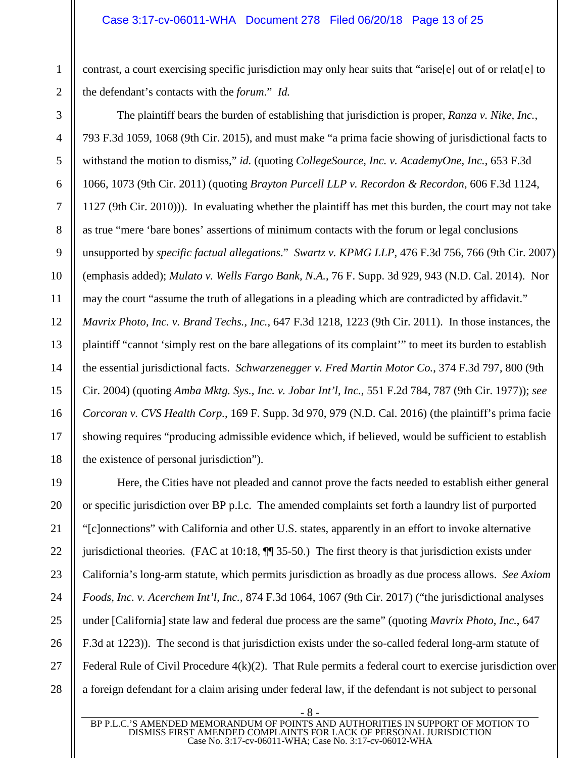contrast, a court exercising specific jurisdiction may only hear suits that "arise[e] out of or relat[e] to the defendant's contacts with the *forum*." *Id.*

The plaintiff bears the burden of establishing that jurisdiction is proper, *Ranza v. Nike, Inc.*, 793 F.3d 1059, 1068 (9th Cir. 2015), and must make "a prima facie showing of jurisdictional facts to withstand the motion to dismiss," *id.* (quoting *CollegeSource, Inc. v. AcademyOne, Inc.*, 653 F.3d 1066, 1073 (9th Cir. 2011) (quoting *Brayton Purcell LLP v. Recordon & Recordon*, 606 F.3d 1124, 1127 (9th Cir. 2010))). In evaluating whether the plaintiff has met this burden, the court may not take as true "mere 'bare bones' assertions of minimum contacts with the forum or legal conclusions unsupported by *specific factual allegations*." *Swartz v. KPMG LLP*, 476 F.3d 756, 766 (9th Cir. 2007) (emphasis added); *Mulato v. Wells Fargo Bank, N.A.*, 76 F. Supp. 3d 929, 943 (N.D. Cal. 2014). Nor may the court "assume the truth of allegations in a pleading which are contradicted by affidavit." *Mavrix Photo, Inc. v. Brand Techs., Inc.*, 647 F.3d 1218, 1223 (9th Cir. 2011). In those instances, the plaintiff "cannot 'simply rest on the bare allegations of its complaint'" to meet its burden to establish the essential jurisdictional facts. *Schwarzenegger v. Fred Martin Motor Co.*, 374 F.3d 797, 800 (9th Cir. 2004) (quoting *Amba Mktg. Sys., Inc. v. Jobar Int'l, Inc.*, 551 F.2d 784, 787 (9th Cir. 1977)); *see Corcoran v. CVS Health Corp.*, 169 F. Supp. 3d 970, 979 (N.D. Cal. 2016) (the plaintiff's prima facie showing requires "producing admissible evidence which, if believed, would be sufficient to establish the existence of personal jurisdiction").

Here, the Cities have not pleaded and cannot prove the facts needed to establish either general or specific jurisdiction over BP p.l.c. The amended complaints set forth a laundry list of purported "[c]onnections" with California and other U.S. states, apparently in an effort to invoke alternative jurisdictional theories. (FAC at 10:18, ¶¶ 35-50.) The first theory is that jurisdiction exists under California's long-arm statute, which permits jurisdiction as broadly as due process allows. *See Axiom Foods, Inc. v. Acerchem Int'l, Inc.*, 874 F.3d 1064, 1067 (9th Cir. 2017) ("the jurisdictional analyses under [California] state law and federal due process are the same" (quoting *Mavrix Photo, Inc.*, 647 F.3d at 1223)). The second is that jurisdiction exists under the so-called federal long-arm statute of Federal Rule of Civil Procedure 4(k)(2). That Rule permits a federal court to exercise jurisdiction over a foreign defendant for a claim arising under federal law, if the defendant is not subject to personal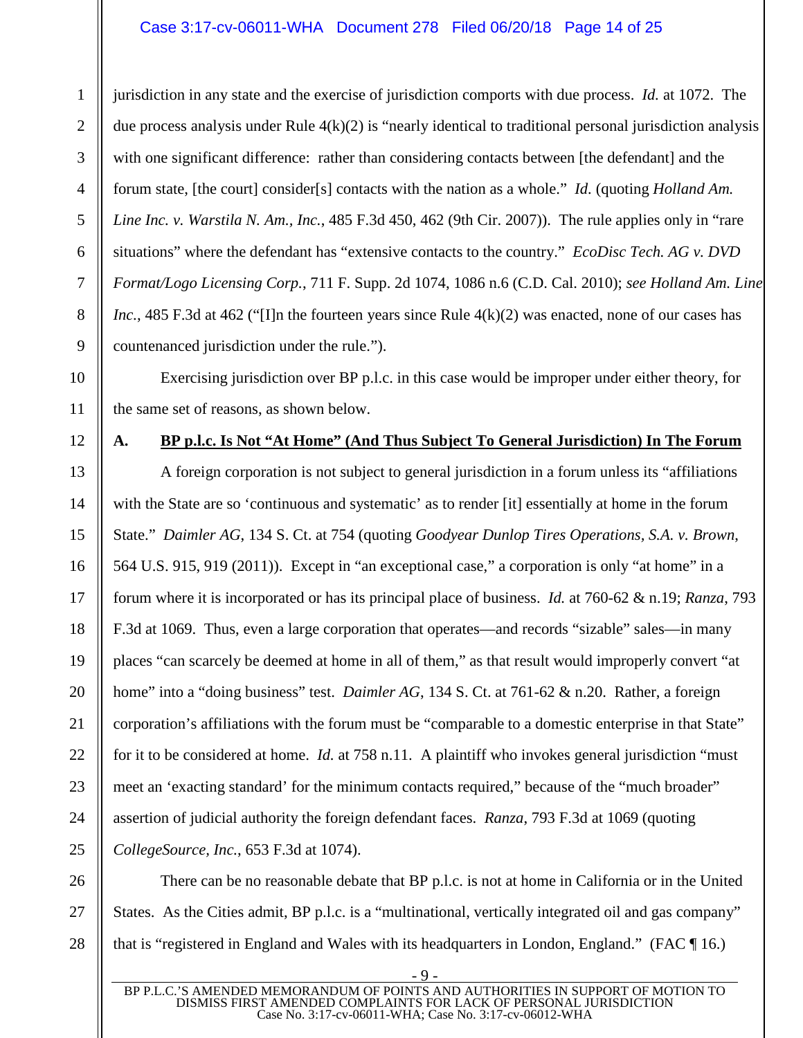jurisdiction in any state and the exercise of jurisdiction comports with due process. *Id.* at 1072. The due process analysis under Rule 4(k)(2) is "nearly identical to traditional personal jurisdiction analysis with one significant difference: rather than considering contacts between [the defendant] and the forum state, [the court] consider[s] contacts with the nation as a whole." *Id.* (quoting *Holland Am. Line Inc. v. Warstila N. Am., Inc.*, 485 F.3d 450, 462 (9th Cir. 2007)). The rule applies only in "rare situations" where the defendant has "extensive contacts to the country." *EcoDisc Tech. AG v. DVD Format/Logo Licensing Corp.*, 711 F. Supp. 2d 1074, 1086 n.6 (C.D. Cal. 2010); *see Holland Am. Line Inc.*, 485 F.3d at 462 ("[I]n the fourteen years since Rule 4(k)(2) was enacted, none of our cases has countenanced jurisdiction under the rule.").

Exercising jurisdiction over BP p.l.c. in this case would be improper under either theory, for the same set of reasons, as shown below.

## A. BP p.l.c. Is Not "At Home" (And Thus Subject To General Jurisdiction) In The Forum

A foreign corporation is not subject to general jurisdiction in a forum unless its "affiliations with the State are so 'continuous and systematic' as to render [it] essentially at home in the forum State." *Daimler AG*, 134 S. Ct. at 754 (quoting *Goodyear Dunlop Tires Operations, S.A. v. Brown*, 564 U.S. 915, 919 (2011)). Except in "an exceptional case," a corporation is only "at home" in a forum where it is incorporated or has its principal place of business. *Id.* at 760-62 & n.19; *Ranza*, 793 F.3d at 1069. Thus, even a large corporation that operates—and records "sizable" sales—in many places "can scarcely be deemed at home in all of them," as that result would improperly convert "at home" into a "doing business" test. *Daimler AG*, 134 S. Ct. at 761-62 & n.20. Rather, a foreign corporation's affiliations with the forum must be "comparable to a domestic enterprise in that State" for it to be considered at home. *Id.* at 758 n.11. A plaintiff who invokes general jurisdiction "must meet an 'exacting standard' for the minimum contacts required," because of the "much broader" assertion of judicial authority the foreign defendant faces. *Ranza*, 793 F.3d at 1069 (quoting *CollegeSource, Inc.*, 653 F.3d at 1074).

There can be no reasonable debate that BP p.l.c. is not at home in California or in the United States. As the Cities admit, BP p.l.c. is a "multinational, vertically integrated oil and gas company" that is "registered in England and Wales with its headquarters in London, England." (FAC ¶ 16.)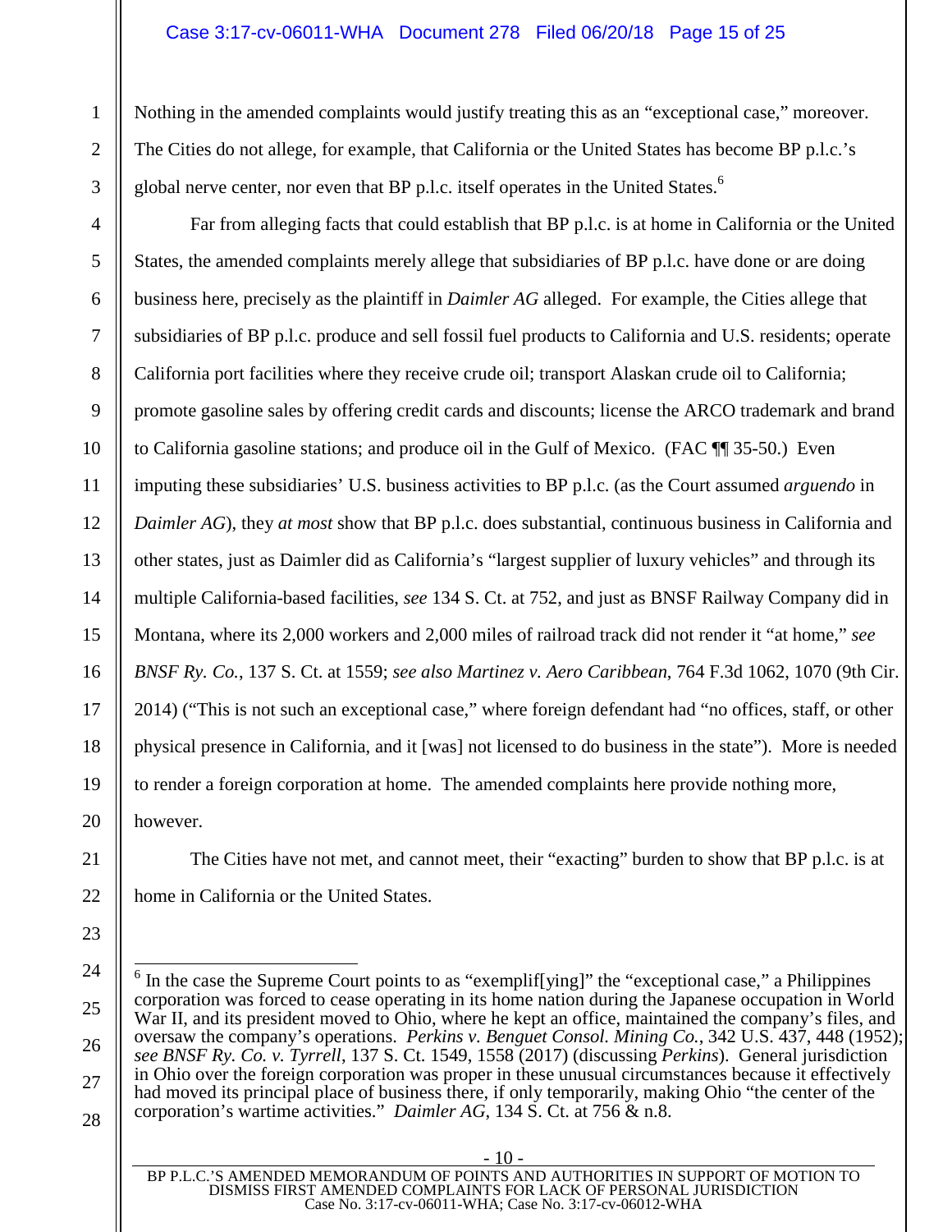Nothing in the amended complaints would justify treating this as an "exceptional case," moreover. The Cities do not allege, for example, that California or the United States has become BP p.l.c.'s global nerve center, nor even that BP p.l.c. itself operates in the United States.[6]

Far from alleging facts that could establish that BP p.l.c. is at home in California or the United States, the amended complaints merely allege that subsidiaries of BP p.l.c. have done or are doing business here, precisely as the plaintiff in *Daimler AG* alleged. For example, the Cities allege that subsidiaries of BP p.l.c. produce and sell fossil fuel products to California and U.S. residents; operate California port facilities where they receive crude oil; transport Alaskan crude oil to California; promote gasoline sales by offering credit cards and discounts; license the ARCO trademark and brand to California gasoline stations; and produce oil in the Gulf of Mexico. (FAC ¶¶ 35-50.) Even imputing these subsidiaries' U.S. business activities to BP p.l.c. (as the Court assumed *arguendo* in *Daimler AG*), they *at most* show that BP p.l.c. does substantial, continuous business in California and other states, just as Daimler did as California's "largest supplier of luxury vehicles" and through its multiple California-based facilities, *see* 134 S. Ct. at 752, and just as BNSF Railway Company did in Montana, where its 2,000 workers and 2,000 miles of railroad track did not render it "at home," *see BNSF Ry. Co.*, 137 S. Ct. at 1559; *see also Martinez v. Aero Caribbean*, 764 F.3d 1062, 1070 (9th Cir. 2014) ("This is not such an exceptional case," where foreign defendant had "no offices, staff, or other physical presence in California, and it [was] not licensed to do business in the state"). More is needed to render a foreign corporation at home. The amended complaints here provide nothing more, however.

The Cities have not met, and cannot meet, their "exacting" burden to show that BP p.l.c. is at home in California or the United States.

---

[6] In the case the Supreme Court points to as "exemplif[ying]" the "exceptional case," a Philippines corporation was forced to cease operating in its home nation during the Japanese occupation in World War II, and its president moved to Ohio, where he kept an office, maintained the company's files, and oversaw the company's operations. *Perkins v. Benguet Consol. Mining Co.*, 342 U.S. 437, 448 (1952); *see BNSF Ry. Co. v. Tyrrell*, 137 S. Ct. 1549, 1558 (2017) (discussing *Perkins*). General jurisdiction in Ohio over the foreign corporation was proper in these unusual circumstances because it effectively had moved its principal place of business there, if only temporarily, making Ohio "the center of the corporation's wartime activities." *Daimler AG*, 134 S. Ct. at 756 & n.8.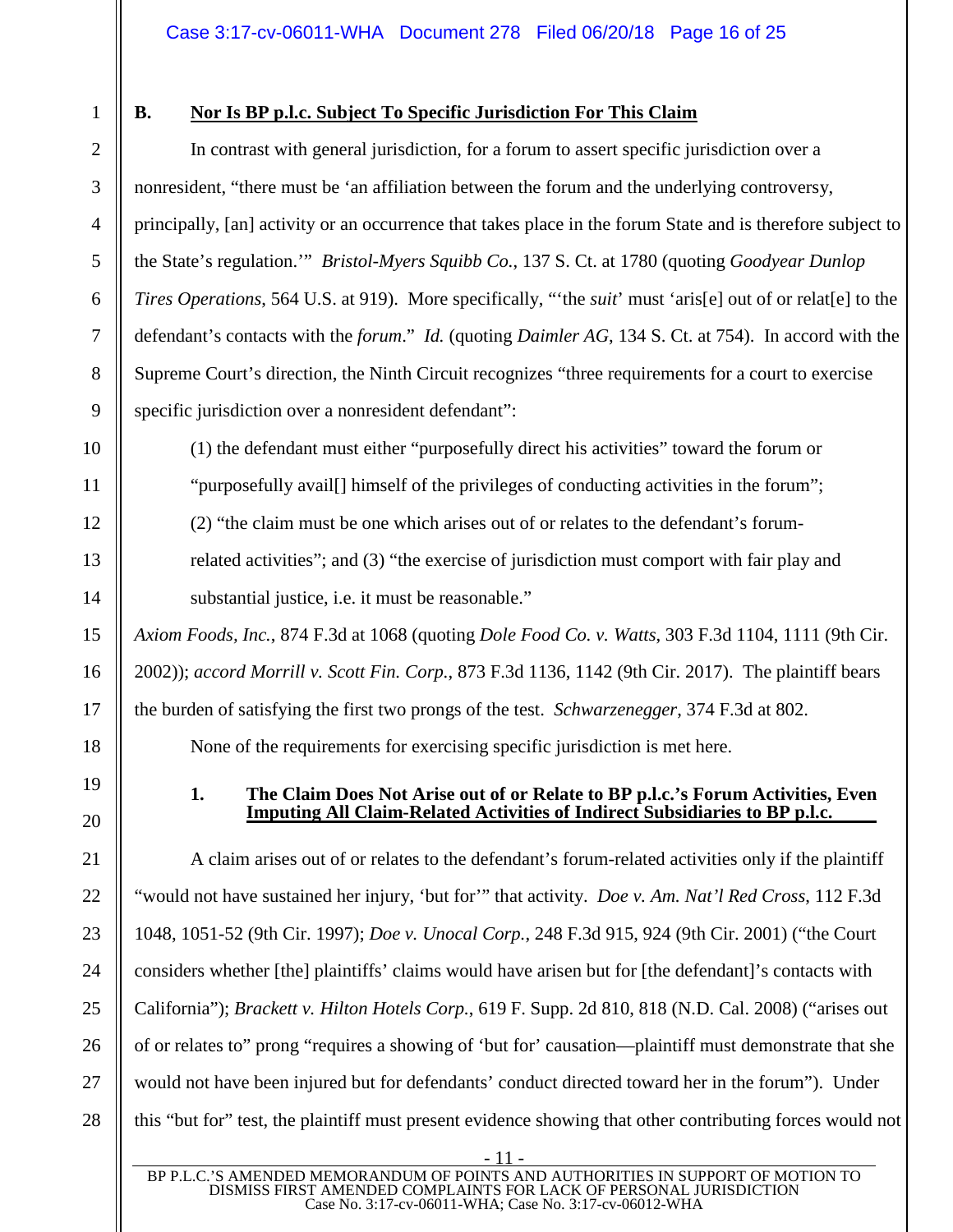## B. Nor Is BP p.l.c. Subject To Specific Jurisdiction For This Claim

In contrast with general jurisdiction, for a forum to assert specific jurisdiction over a nonresident, "there must be 'an affiliation between the forum and the underlying controversy, principally, [an] activity or an occurrence that takes place in the forum State and is therefore subject to the State's regulation.'" *Bristol-Myers Squibb Co.*, 137 S. Ct. at 1780 (quoting *Goodyear Dunlop Tires Operations*, 564 U.S. at 919). More specifically, "'the *suit*' must 'aris[e] out of or relat[e] to the defendant's contacts with the *forum*." *Id.* (quoting *Daimler AG*, 134 S. Ct. at 754). In accord with the Supreme Court's direction, the Ninth Circuit recognizes "three requirements for a court to exercise specific jurisdiction over a nonresident defendant":

> (1) the defendant must either "purposefully direct his activities" toward the forum or "purposefully avail[] himself of the privileges of conducting activities in the forum"; (2) "the claim must be one which arises out of or relates to the defendant's forum-related activities"; and (3) "the exercise of jurisdiction must comport with fair play and substantial justice, i.e. it must be reasonable."

*Axiom Foods, Inc.*, 874 F.3d at 1068 (quoting *Dole Food Co. v. Watts*, 303 F.3d 1104, 1111 (9th Cir. 2002)); *accord Morrill v. Scott Fin. Corp.*, 873 F.3d 1136, 1142 (9th Cir. 2017). The plaintiff bears the burden of satisfying the first two prongs of the test. *Schwarzenegger*, 374 F.3d at 802.

None of the requirements for exercising specific jurisdiction is met here.

### 1. The Claim Does Not Arise out of or Relate to BP p.l.c.'s Forum Activities, Even Imputing All Claim-Related Activities of Indirect Subsidiaries to BP p.l.c.

A claim arises out of or relates to the defendant's forum-related activities only if the plaintiff "would not have sustained her injury, 'but for'" that activity. *Doe v. Am. Nat'l Red Cross*, 112 F.3d 1048, 1051-52 (9th Cir. 1997); *Doe v. Unocal Corp.*, 248 F.3d 915, 924 (9th Cir. 2001) ("the Court considers whether [the] plaintiffs' claims would have arisen but for [the defendant]'s contacts with California"); *Brackett v. Hilton Hotels Corp.*, 619 F. Supp. 2d 810, 818 (N.D. Cal. 2008) ("arises out of or relates to" prong "requires a showing of 'but for' causation—plaintiff must demonstrate that she would not have been injured but for defendants' conduct directed toward her in the forum"). Under this "but for" test, the plaintiff must present evidence showing that other contributing forces would not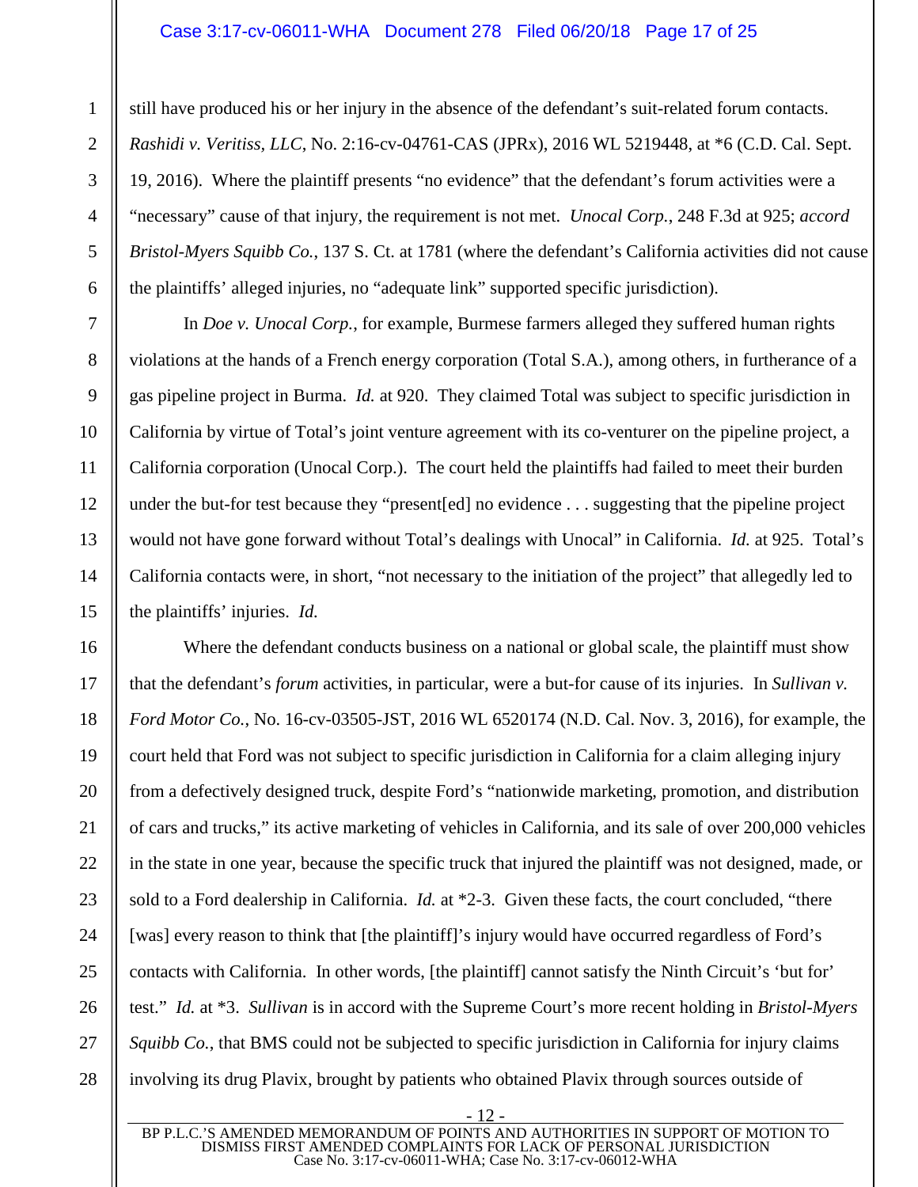still have produced his or her injury in the absence of the defendant's suit-related forum contacts. *Rashidi v. Veritiss, LLC*, No. 2:16-cv-04761-CAS (JPRx), 2016 WL 5219448, at *6 (C.D. Cal. Sept. 19, 2016). Where the plaintiff presents "no evidence" that the defendant's forum activities were a "necessary" cause of that injury, the requirement is not met. *Unocal Corp.*, 248 F.3d at 925; *accord Bristol-Myers Squibb Co.*, 137 S. Ct. at 1781 (where the defendant's California activities did not cause the plaintiffs' alleged injuries, no "adequate link" supported specific jurisdiction).

In *Doe v. Unocal Corp.*, for example, Burmese farmers alleged they suffered human rights violations at the hands of a French energy corporation (Total S.A.), among others, in furtherance of a gas pipeline project in Burma. *Id.* at 920. They claimed Total was subject to specific jurisdiction in California by virtue of Total's joint venture agreement with its co-venturer on the pipeline project, a California corporation (Unocal Corp.). The court held the plaintiffs had failed to meet their burden under the but-for test because they "present[ed] no evidence . . . suggesting that the pipeline project would not have gone forward without Total's dealings with Unocal" in California. *Id.* at 925. Total's California contacts were, in short, "not necessary to the initiation of the project" that allegedly led to the plaintiffs' injuries. *Id.*

Where the defendant conducts business on a national or global scale, the plaintiff must show that the defendant's *forum* activities, in particular, were a but-for cause of its injuries. In *Sullivan v. Ford Motor Co.*, No. 16-cv-03505-JST, 2016 WL 6520174 (N.D. Cal. Nov. 3, 2016), for example, the court held that Ford was not subject to specific jurisdiction in California for a claim alleging injury from a defectively designed truck, despite Ford's "nationwide marketing, promotion, and distribution of cars and trucks," its active marketing of vehicles in California, and its sale of over 200,000 vehicles in the state in one year, because the specific truck that injured the plaintiff was not designed, made, or sold to a Ford dealership in California. *Id.* at *2-3. Given these facts, the court concluded, "there [was] every reason to think that [the plaintiff]'s injury would have occurred regardless of Ford's contacts with California. In other words, [the plaintiff] cannot satisfy the Ninth Circuit's 'but for' test." *Id.* at *3. *Sullivan* is in accord with the Supreme Court's more recent holding in *Bristol-Myers Squibb Co.*, that BMS could not be subjected to specific jurisdiction in California for injury claims involving its drug Plavix, brought by patients who obtained Plavix through sources outside of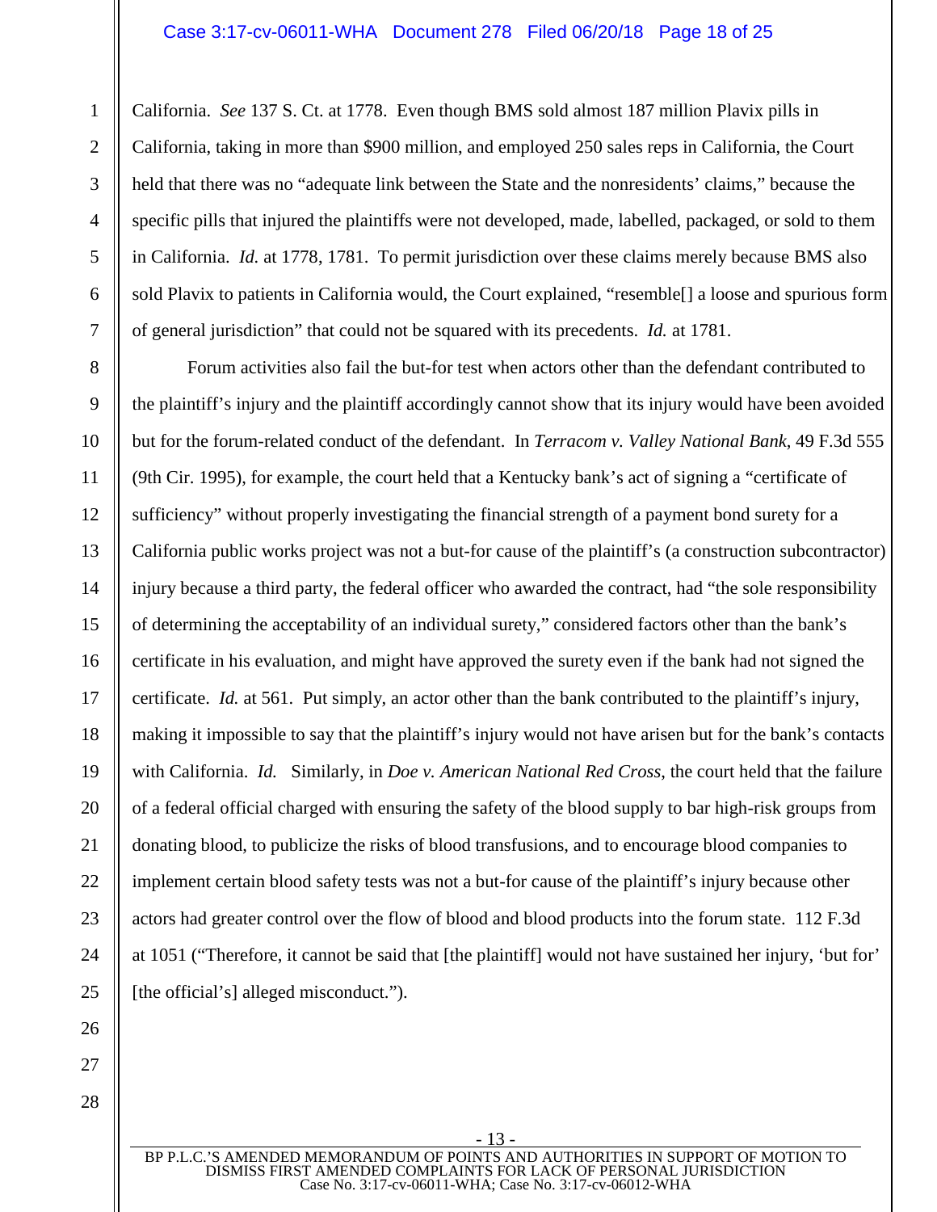California. *See* 137 S. Ct. at 1778. Even though BMS sold almost 187 million Plavix pills in California, taking in more than $900 million, and employed 250 sales reps in California, the Court held that there was no "adequate link between the State and the nonresidents' claims," because the specific pills that injured the plaintiffs were not developed, made, labelled, packaged, or sold to them in California. *Id.* at 1778, 1781. To permit jurisdiction over these claims merely because BMS also sold Plavix to patients in California would, the Court explained, "resemble[] a loose and spurious form of general jurisdiction" that could not be squared with its precedents. *Id.* at 1781.

Forum activities also fail the but-for test when actors other than the defendant contributed to the plaintiff's injury and the plaintiff accordingly cannot show that its injury would have been avoided but for the forum-related conduct of the defendant. In *Terracom v. Valley National Bank*, 49 F.3d 555 (9th Cir. 1995), for example, the court held that a Kentucky bank's act of signing a "certificate of sufficiency" without properly investigating the financial strength of a payment bond surety for a California public works project was not a but-for cause of the plaintiff's (a construction subcontractor) injury because a third party, the federal officer who awarded the contract, had "the sole responsibility of determining the acceptability of an individual surety," considered factors other than the bank's certificate in his evaluation, and might have approved the surety even if the bank had not signed the certificate. *Id.* at 561. Put simply, an actor other than the bank contributed to the plaintiff's injury, making it impossible to say that the plaintiff's injury would not have arisen but for the bank's contacts with California. *Id.* Similarly, in *Doe v. American National Red Cross*, the court held that the failure of a federal official charged with ensuring the safety of the blood supply to bar high-risk groups from donating blood, to publicize the risks of blood transfusions, and to encourage blood companies to implement certain blood safety tests was not a but-for cause of the plaintiff's injury because other actors had greater control over the flow of blood and blood products into the forum state. 112 F.3d at 1051 ("Therefore, it cannot be said that [the plaintiff] would not have sustained her injury, 'but for' [the official's] alleged misconduct.").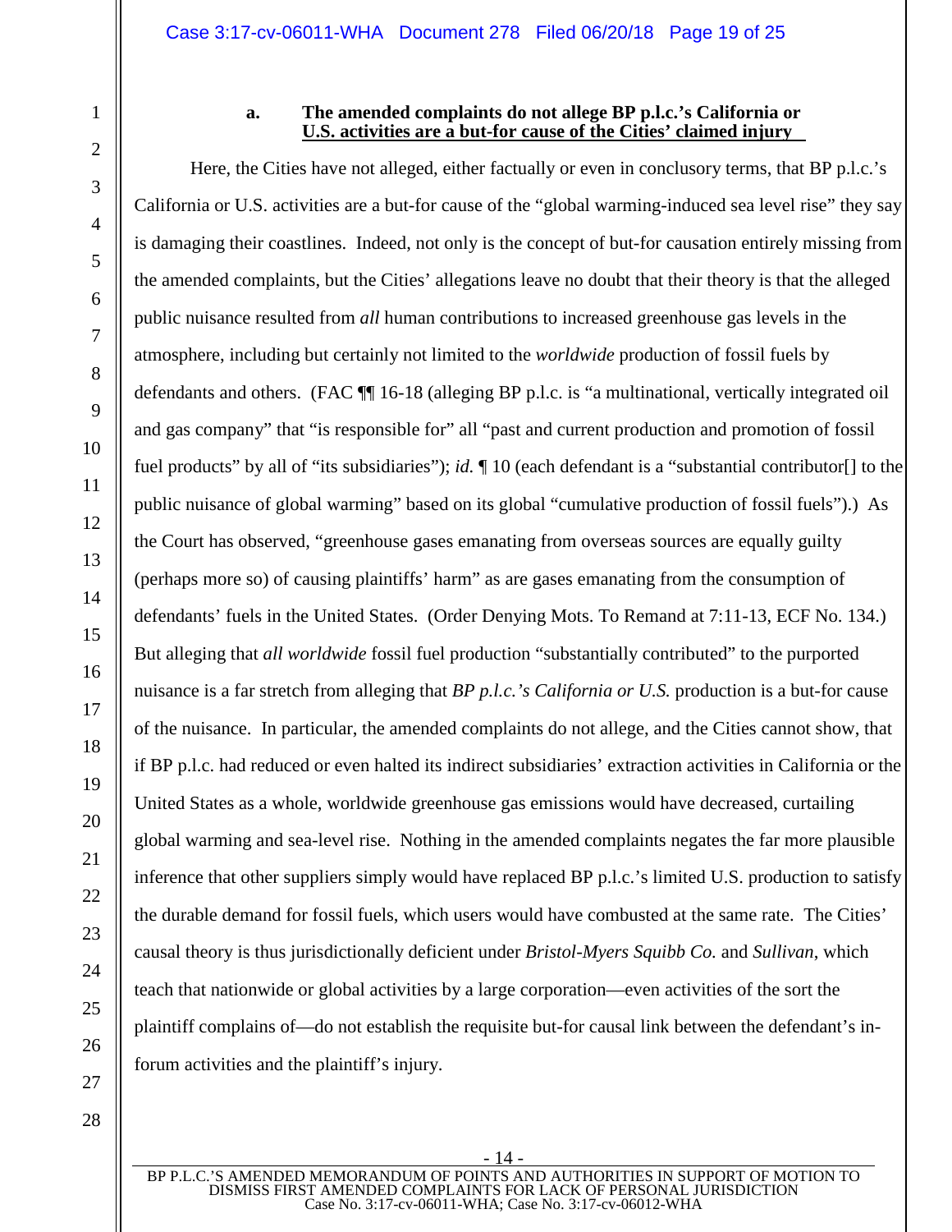**a. The amended complaints do not allege BP p.l.c.'s California or U.S. activities are a but-for cause of the Cities' claimed injury**

Here, the Cities have not alleged, either factually or even in conclusory terms, that BP p.l.c.'s California or U.S. activities are a but-for cause of the "global warming-induced sea level rise" they say is damaging their coastlines. Indeed, not only is the concept of but-for causation entirely missing from the amended complaints, but the Cities' allegations leave no doubt that their theory is that the alleged public nuisance resulted from *all* human contributions to increased greenhouse gas levels in the atmosphere, including but certainly not limited to the *worldwide* production of fossil fuels by defendants and others. (FAC ¶¶ 16-18 (alleging BP p.l.c. is "a multinational, vertically integrated oil and gas company" that "is responsible for" all "past and current production and promotion of fossil fuel products" by all of "its subsidiaries"); *id.* ¶ 10 (each defendant is a "substantial contributor[] to the public nuisance of global warming" based on its global "cumulative production of fossil fuels").) As the Court has observed, "greenhouse gases emanating from overseas sources are equally guilty (perhaps more so) of causing plaintiffs' harm" as are gases emanating from the consumption of defendants' fuels in the United States. (Order Denying Mots. To Remand at 7:11-13, ECF No. 134.) But alleging that *all worldwide* fossil fuel production "substantially contributed" to the purported nuisance is a far stretch from alleging that *BP p.l.c.'s California or U.S.* production is a but-for cause of the nuisance. In particular, the amended complaints do not allege, and the Cities cannot show, that if BP p.l.c. had reduced or even halted its indirect subsidiaries' extraction activities in California or the United States as a whole, worldwide greenhouse gas emissions would have decreased, curtailing global warming and sea-level rise. Nothing in the amended complaints negates the far more plausible inference that other suppliers simply would have replaced BP p.l.c.'s limited U.S. production to satisfy the durable demand for fossil fuels, which users would have combusted at the same rate. The Cities' causal theory is thus jurisdictionally deficient under *Bristol-Myers Squibb Co.* and *Sullivan*, which teach that nationwide or global activities by a large corporation—even activities of the sort the plaintiff complains of—do not establish the requisite but-for causal link between the defendant's in-forum activities and the plaintiff's injury.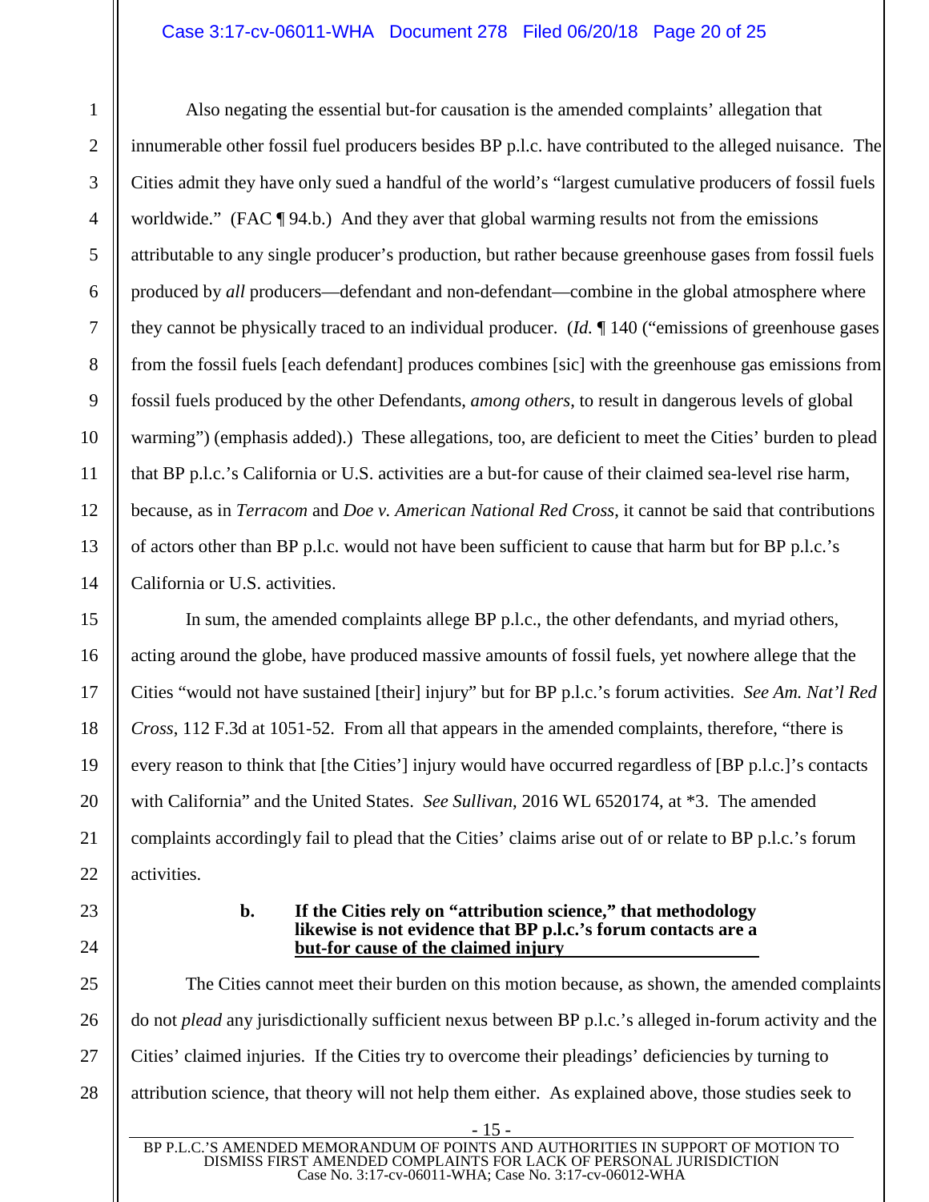Also negating the essential but-for causation is the amended complaints' allegation that innumerable other fossil fuel producers besides BP p.l.c. have contributed to the alleged nuisance. The Cities admit they have only sued a handful of the world's "largest cumulative producers of fossil fuels worldwide." (FAC ¶ 94.b.) And they aver that global warming results not from the emissions attributable to any single producer's production, but rather because greenhouse gases from fossil fuels produced by *all* producers—defendant and non-defendant—combine in the global atmosphere where they cannot be physically traced to an individual producer. (*Id.* ¶ 140 ("emissions of greenhouse gases from the fossil fuels [each defendant] produces combines [sic] with the greenhouse gas emissions from fossil fuels produced by the other Defendants, *among others*, to result in dangerous levels of global warming") (emphasis added).) These allegations, too, are deficient to meet the Cities' burden to plead that BP p.l.c.'s California or U.S. activities are a but-for cause of their claimed sea-level rise harm, because, as in *Terracom* and *Doe v. American National Red Cross*, it cannot be said that contributions of actors other than BP p.l.c. would not have been sufficient to cause that harm but for BP p.l.c.'s California or U.S. activities.

In sum, the amended complaints allege BP p.l.c., the other defendants, and myriad others, acting around the globe, have produced massive amounts of fossil fuels, yet nowhere allege that the Cities "would not have sustained [their] injury" but for BP p.l.c.'s forum activities. *See Am. Nat'l Red Cross*, 112 F.3d at 1051-52. From all that appears in the amended complaints, therefore, "there is every reason to think that [the Cities'] injury would have occurred regardless of [BP p.l.c.]'s contacts with California" and the United States. *See Sullivan*, 2016 WL 6520174, at *3. The amended complaints accordingly fail to plead that the Cities' claims arise out of or relate to BP p.l.c.'s forum activities.

**b. If the Cities rely on "attribution science," that methodology likewise is not evidence that BP p.l.c.'s forum contacts are a but-for cause of the claimed injury**

The Cities cannot meet their burden on this motion because, as shown, the amended complaints do not *plead* any jurisdictionally sufficient nexus between BP p.l.c.'s alleged in-forum activity and the Cities' claimed injuries. If the Cities try to overcome their pleadings' deficiencies by turning to attribution science, that theory will not help them either. As explained above, those studies seek to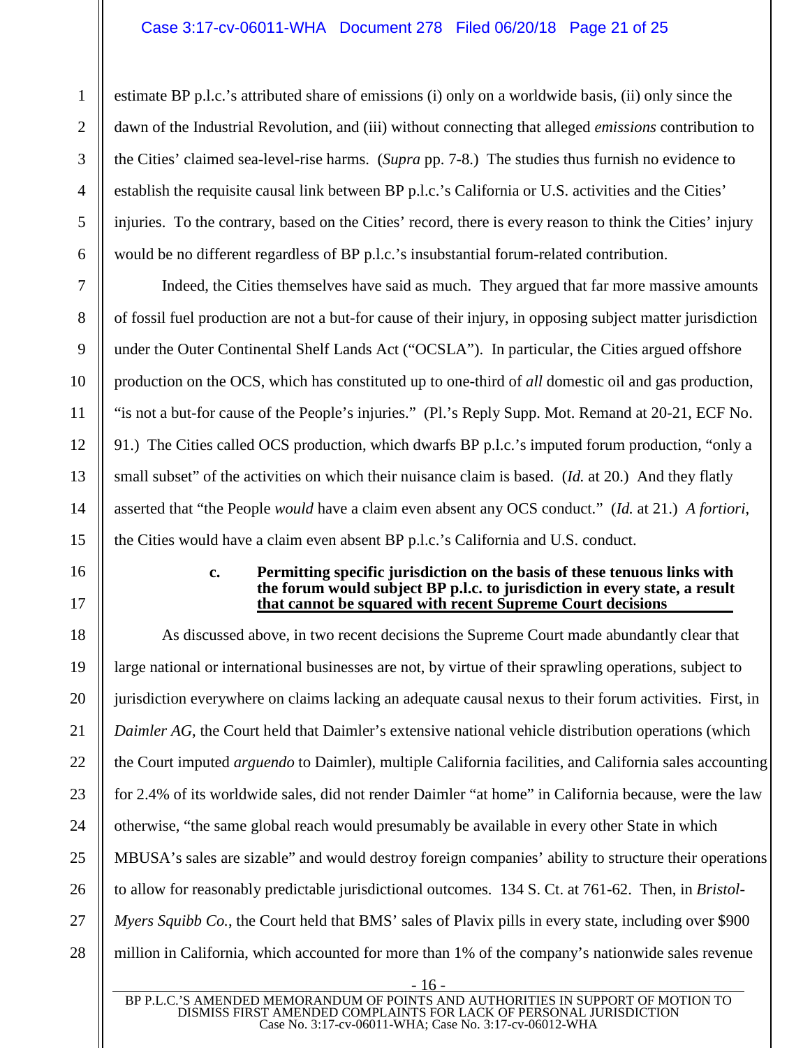estimate BP p.l.c.'s attributed share of emissions (i) only on a worldwide basis, (ii) only since the dawn of the Industrial Revolution, and (iii) without connecting that alleged *emissions* contribution to the Cities' claimed sea-level-rise harms. (*Supra* pp. 7-8.) The studies thus furnish no evidence to establish the requisite causal link between BP p.l.c.'s California or U.S. activities and the Cities' injuries. To the contrary, based on the Cities' record, there is every reason to think the Cities' injury would be no different regardless of BP p.l.c.'s insubstantial forum-related contribution.

Indeed, the Cities themselves have said as much. They argued that far more massive amounts of fossil fuel production are not a but-for cause of their injury, in opposing subject matter jurisdiction under the Outer Continental Shelf Lands Act ("OCSLA"). In particular, the Cities argued offshore production on the OCS, which has constituted up to one-third of *all* domestic oil and gas production, "is not a but-for cause of the People's injuries." (Pl.'s Reply Supp. Mot. Remand at 20-21, ECF No. 91.) The Cities called OCS production, which dwarfs BP p.l.c.'s imputed forum production, "only a small subset" of the activities on which their nuisance claim is based. (*Id.* at 20.) And they flatly asserted that "the People *would* have a claim even absent any OCS conduct." (*Id.* at 21.) *A fortiori*, the Cities would have a claim even absent BP p.l.c.'s California and U.S. conduct.

**c. Permitting specific jurisdiction on the basis of these tenuous links with the forum would subject BP p.l.c. to jurisdiction in every state, a result that cannot be squared with recent Supreme Court decisions**

As discussed above, in two recent decisions the Supreme Court made abundantly clear that large national or international businesses are not, by virtue of their sprawling operations, subject to jurisdiction everywhere on claims lacking an adequate causal nexus to their forum activities. First, in *Daimler AG*, the Court held that Daimler's extensive national vehicle distribution operations (which the Court imputed *arguendo* to Daimler), multiple California facilities, and California sales accounting for 2.4% of its worldwide sales, did not render Daimler "at home" in California because, were the law otherwise, "the same global reach would presumably be available in every other State in which MBUSA's sales are sizable" and would destroy foreign companies' ability to structure their operations to allow for reasonably predictable jurisdictional outcomes. 134 S. Ct. at 761-62. Then, in *Bristol-Myers Squibb Co.*, the Court held that BMS' sales of Plavix pills in every state, including over $900 million in California, which accounted for more than 1% of the company's nationwide sales revenue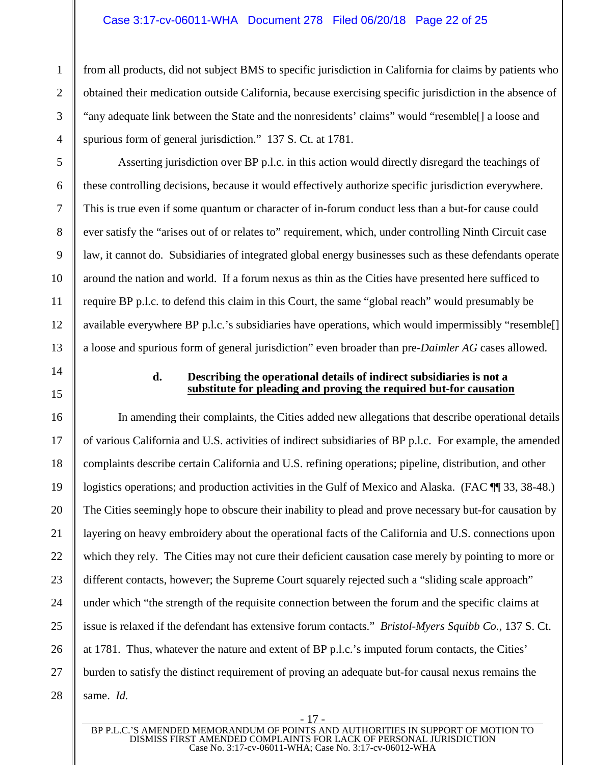from all products, did not subject BMS to specific jurisdiction in California for claims by patients who obtained their medication outside California, because exercising specific jurisdiction in the absence of "any adequate link between the State and the nonresidents' claims" would "resemble[] a loose and spurious form of general jurisdiction." 137 S. Ct. at 1781.

Asserting jurisdiction over BP p.l.c. in this action would directly disregard the teachings of these controlling decisions, because it would effectively authorize specific jurisdiction everywhere. This is true even if some quantum or character of in-forum conduct less than a but-for cause could ever satisfy the "arises out of or relates to" requirement, which, under controlling Ninth Circuit case law, it cannot do. Subsidiaries of integrated global energy businesses such as these defendants operate around the nation and world. If a forum nexus as thin as the Cities have presented here sufficed to require BP p.l.c. to defend this claim in this Court, the same "global reach" would presumably be available everywhere BP p.l.c.'s subsidiaries have operations, which would impermissibly "resemble[] a loose and spurious form of general jurisdiction" even broader than pre-*Daimler AG* cases allowed.

**d. Describing the operational details of indirect subsidiaries is not a substitute for pleading and proving the required but-for causation**

In amending their complaints, the Cities added new allegations that describe operational details of various California and U.S. activities of indirect subsidiaries of BP p.l.c. For example, the amended complaints describe certain California and U.S. refining operations; pipeline, distribution, and other logistics operations; and production activities in the Gulf of Mexico and Alaska. (FAC ¶¶ 33, 38-48.) The Cities seemingly hope to obscure their inability to plead and prove necessary but-for causation by layering on heavy embroidery about the operational facts of the California and U.S. connections upon which they rely. The Cities may not cure their deficient causation case merely by pointing to more or different contacts, however; the Supreme Court squarely rejected such a "sliding scale approach" under which "the strength of the requisite connection between the forum and the specific claims at issue is relaxed if the defendant has extensive forum contacts." *Bristol-Myers Squibb Co.*, 137 S. Ct. at 1781. Thus, whatever the nature and extent of BP p.l.c.'s imputed forum contacts, the Cities' burden to satisfy the distinct requirement of proving an adequate but-for causal nexus remains the same. *Id.*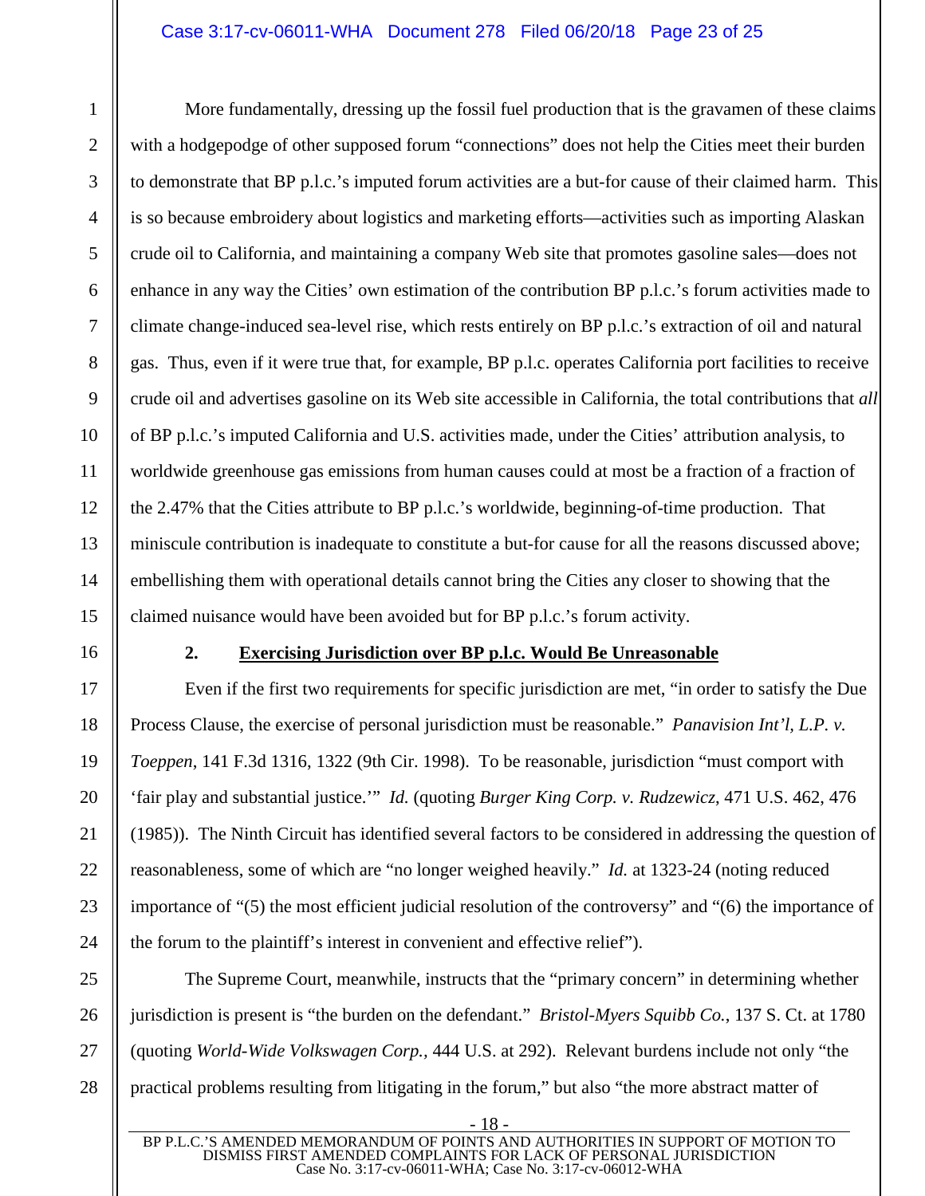More fundamentally, dressing up the fossil fuel production that is the gravamen of these claims with a hodgepodge of other supposed forum "connections" does not help the Cities meet their burden to demonstrate that BP p.l.c.'s imputed forum activities are a but-for cause of their claimed harm. This is so because embroidery about logistics and marketing efforts—activities such as importing Alaskan crude oil to California, and maintaining a company Web site that promotes gasoline sales—does not enhance in any way the Cities' own estimation of the contribution BP p.l.c.'s forum activities made to climate change-induced sea-level rise, which rests entirely on BP p.l.c.'s extraction of oil and natural gas. Thus, even if it were true that, for example, BP p.l.c. operates California port facilities to receive crude oil and advertises gasoline on its Web site accessible in California, the total contributions that *all* of BP p.l.c.'s imputed California and U.S. activities made, under the Cities' attribution analysis, to worldwide greenhouse gas emissions from human causes could at most be a fraction of a fraction of the 2.47% that the Cities attribute to BP p.l.c.'s worldwide, beginning-of-time production. That miniscule contribution is inadequate to constitute a but-for cause for all the reasons discussed above; embellishing them with operational details cannot bring the Cities any closer to showing that the claimed nuisance would have been avoided but for BP p.l.c.'s forum activity.

### 2. Exercising Jurisdiction over BP p.l.c. Would Be Unreasonable

Even if the first two requirements for specific jurisdiction are met, "in order to satisfy the Due Process Clause, the exercise of personal jurisdiction must be reasonable." *Panavision Int'l, L.P. v. Toeppen*, 141 F.3d 1316, 1322 (9th Cir. 1998). To be reasonable, jurisdiction "must comport with 'fair play and substantial justice.'" *Id.* (quoting *Burger King Corp. v. Rudzewicz*, 471 U.S. 462, 476 (1985)). The Ninth Circuit has identified several factors to be considered in addressing the question of reasonableness, some of which are "no longer weighed heavily." *Id.* at 1323-24 (noting reduced importance of "(5) the most efficient judicial resolution of the controversy" and "(6) the importance of the forum to the plaintiff's interest in convenient and effective relief").

The Supreme Court, meanwhile, instructs that the "primary concern" in determining whether jurisdiction is present is "the burden on the defendant." *Bristol-Myers Squibb Co.*, 137 S. Ct. at 1780 (quoting *World-Wide Volkswagen Corp.*, 444 U.S. at 292). Relevant burdens include not only "the practical problems resulting from litigating in the forum," but also "the more abstract matter of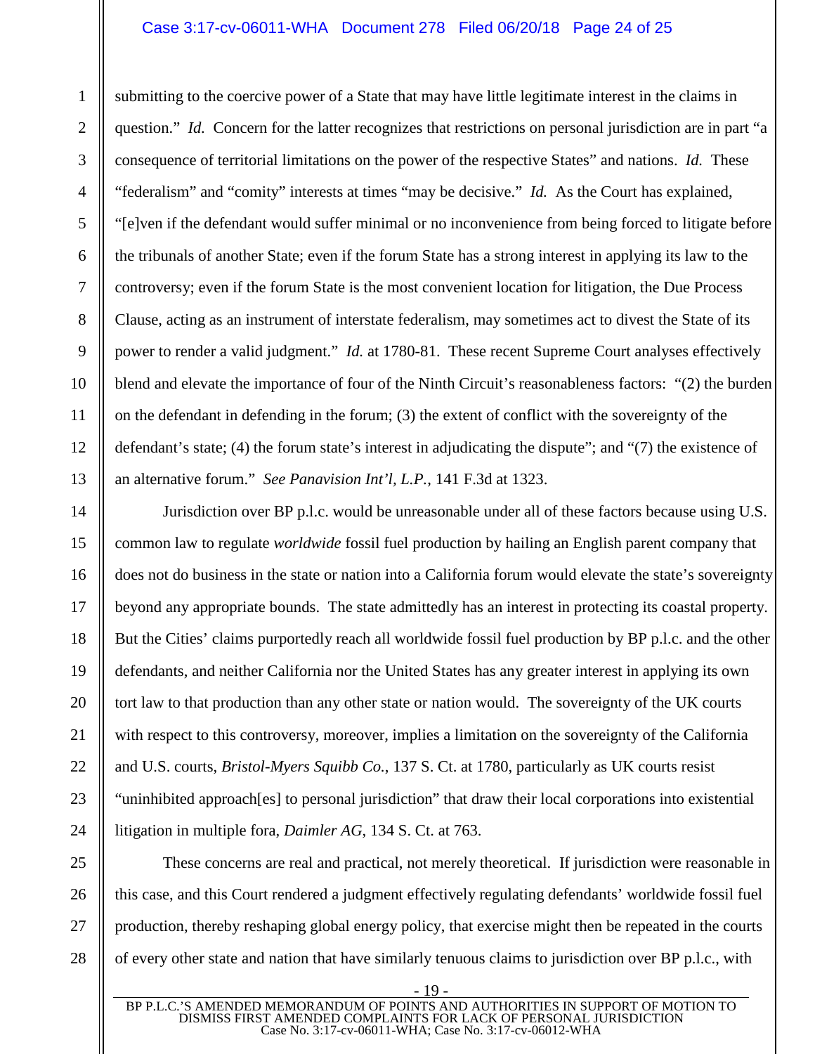submitting to the coercive power of a State that may have little legitimate interest in the claims in question." *Id.* Concern for the latter recognizes that restrictions on personal jurisdiction are in part "a consequence of territorial limitations on the power of the respective States" and nations. *Id.* These "federalism" and "comity" interests at times "may be decisive." *Id.* As the Court has explained, "[e]ven if the defendant would suffer minimal or no inconvenience from being forced to litigate before the tribunals of another State; even if the forum State has a strong interest in applying its law to the controversy; even if the forum State is the most convenient location for litigation, the Due Process Clause, acting as an instrument of interstate federalism, may sometimes act to divest the State of its power to render a valid judgment." *Id.* at 1780-81. These recent Supreme Court analyses effectively blend and elevate the importance of four of the Ninth Circuit's reasonableness factors: "(2) the burden on the defendant in defending in the forum; (3) the extent of conflict with the sovereignty of the defendant's state; (4) the forum state's interest in adjudicating the dispute"; and "(7) the existence of an alternative forum." *See Panavision Int'l, L.P.*, 141 F.3d at 1323.

Jurisdiction over BP p.l.c. would be unreasonable under all of these factors because using U.S. common law to regulate *worldwide* fossil fuel production by hailing an English parent company that does not do business in the state or nation into a California forum would elevate the state's sovereignty beyond any appropriate bounds. The state admittedly has an interest in protecting its coastal property. But the Cities' claims purportedly reach all worldwide fossil fuel production by BP p.l.c. and the other defendants, and neither California nor the United States has any greater interest in applying its own tort law to that production than any other state or nation would. The sovereignty of the UK courts with respect to this controversy, moreover, implies a limitation on the sovereignty of the California and U.S. courts, *Bristol-Myers Squibb Co.*, 137 S. Ct. at 1780, particularly as UK courts resist "uninhibited approach[es] to personal jurisdiction" that draw their local corporations into existential litigation in multiple fora, *Daimler AG*, 134 S. Ct. at 763.

These concerns are real and practical, not merely theoretical. If jurisdiction were reasonable in this case, and this Court rendered a judgment effectively regulating defendants' worldwide fossil fuel production, thereby reshaping global energy policy, that exercise might then be repeated in the courts of every other state and nation that have similarly tenuous claims to jurisdiction over BP p.l.c., with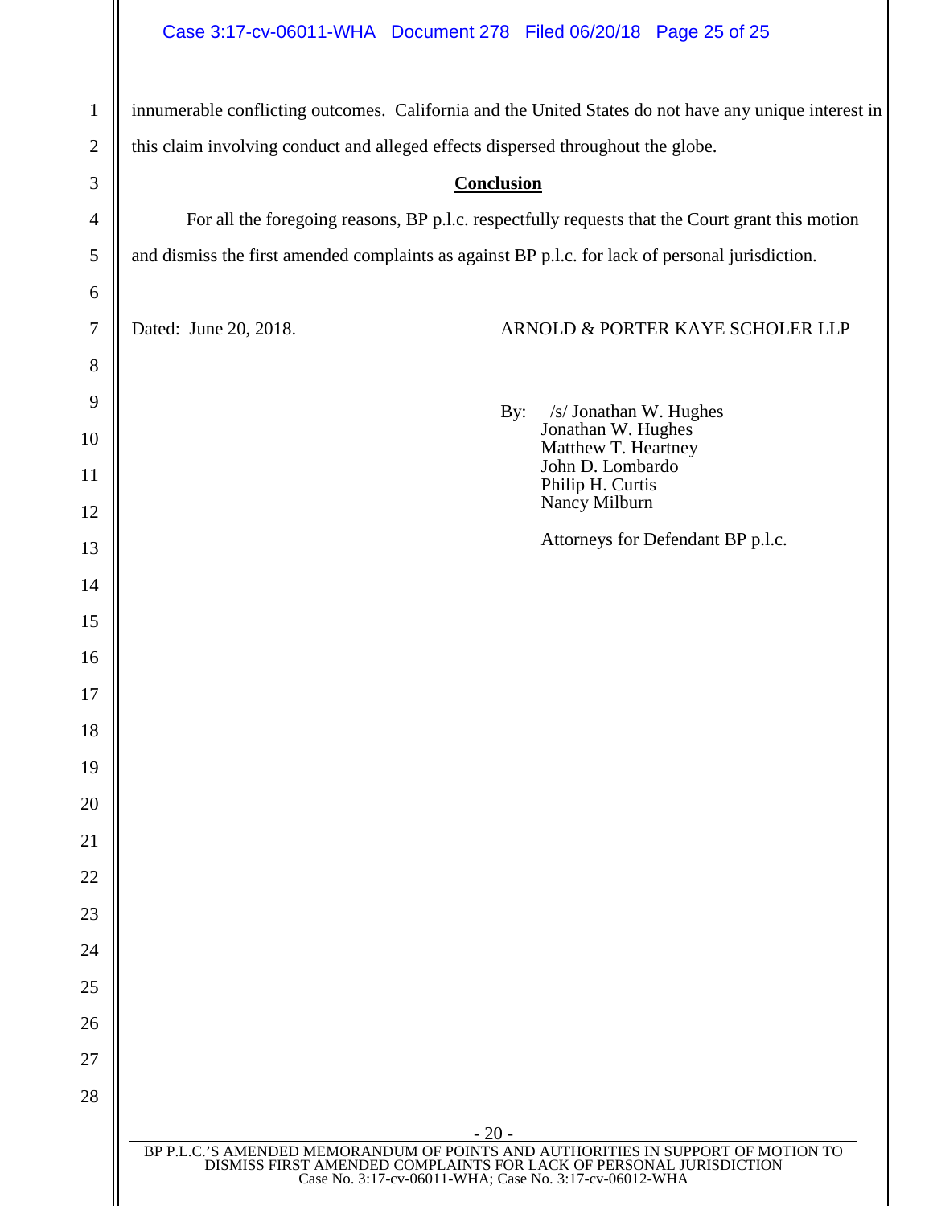innumerable conflicting outcomes. California and the United States do not have any unique interest in this claim involving conduct and alleged effects dispersed throughout the globe.

## Conclusion

For all the foregoing reasons, BP p.l.c. respectfully requests that the Court grant this motion and dismiss the first amended complaints as against BP p.l.c. for lack of personal jurisdiction.

Dated: June 20, 2018.

ARNOLD & PORTER KAYE SCHOLER LLP

By: /s/ Jonathan W. Hughes
Jonathan W. Hughes
Matthew T. Heartney
John D. Lombardo
Philip H. Curtis
Nancy Milburn

Attorneys for Defendant BP p.l.c.

BP P.L.C.'S AMENDED MEMORANDUM OF POINTS AND AUTHORITIES IN SUPPORT OF MOTION TO DISMISS FIRST AMENDED COMPLAINTS FOR LACK OF PERSONAL JURISDICTION
Case No. 3:17-cv-06011-WHA; Case No. 3:17-cv-06012-WHA